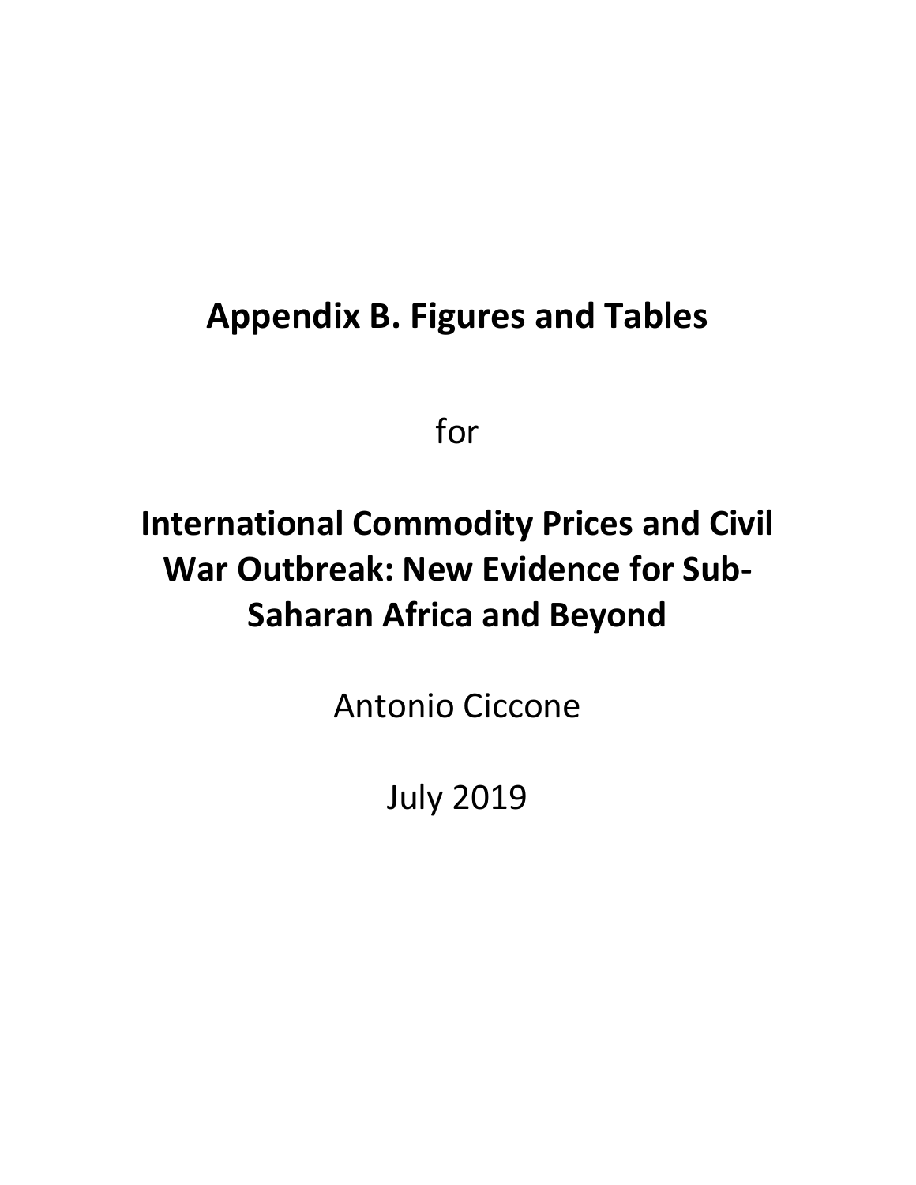# Appendix B. Figures and Tables

for

# International Commodity Prices and Civil War Outbreak: New Evidence for Sub-Saharan Africa and Beyond

Antonio Ciccone

July 2019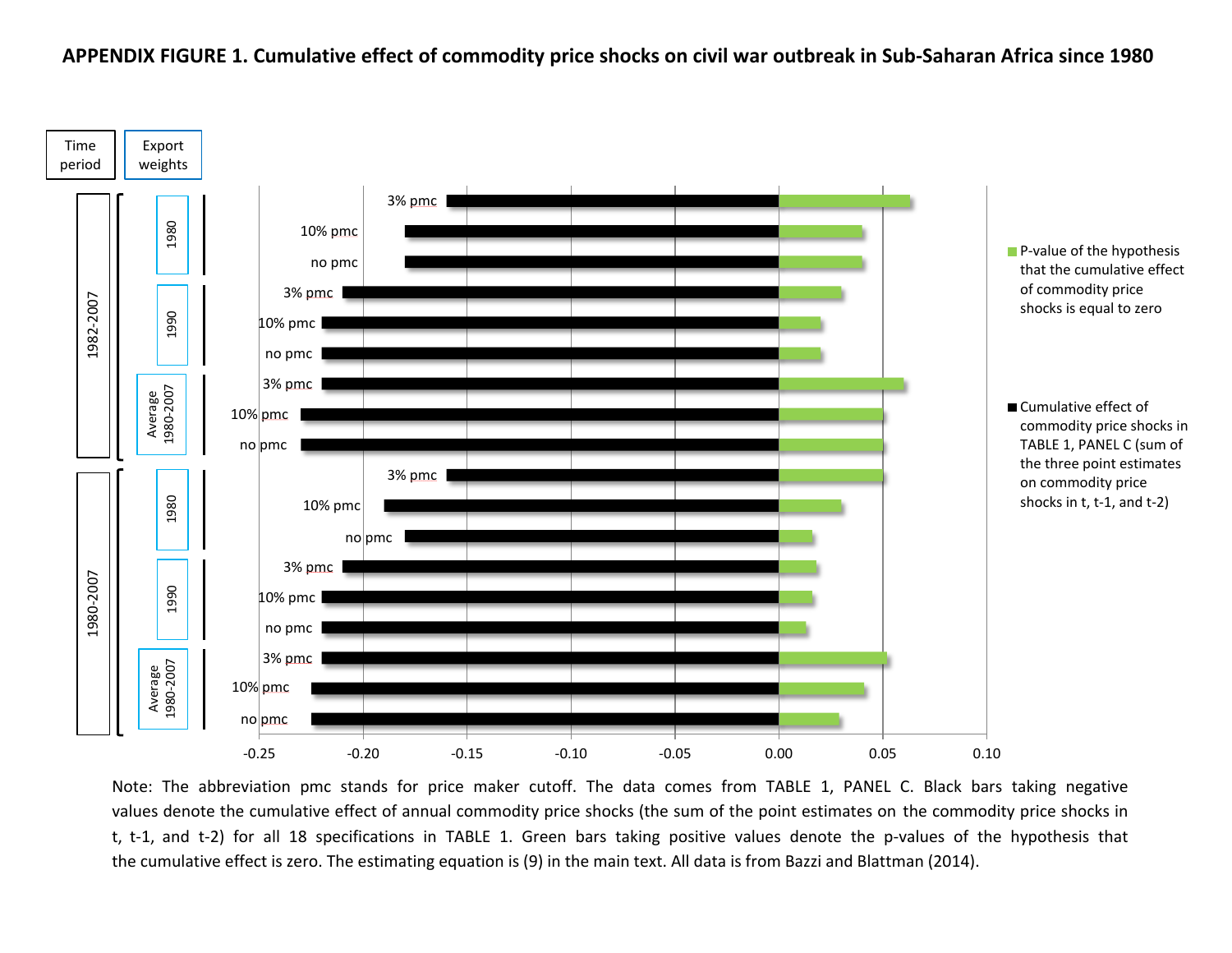**APPENDIX FIGURE 1. Cumulative effect of commodity price shocks on civil war outbreak in Sub-Saharan Africa since 1980**

| Time period | Export weights | Specification | Cumulative effect of commodity price shocks in TABLE 1, PANEL C (sum of the three point estimates on commodity price shocks in t, t-1, and t-2) | P-value of the hypothesis that the cumulative effect of commodity price shocks is equal to zero |
|---|---|---|---|---|
| 1982-2007 | 1980 | 3% pmc | -0.16 | 0.063 |
| | | 10% pmc | -0.18 | 0.04 |
| | | no pmc | -0.18 | 0.04 |
| | 1990 | 3% pmc | -0.21 | 0.03 |
| | | 10% pmc | -0.22 | 0.02 |
| | | no pmc | -0.22 | 0.02 |
| | Average 1980-2007 | 3% pmc | -0.22 | 0.06 |
| | | 10% pmc | -0.23 | 0.05 |
| | | no pmc | -0.23 | 0.05 |
| 1980-2007 | 1980 | 3% pmc | -0.16 | 0.05 |
| | | 10% pmc | -0.19 | 0.03 |
| | | no pmc | -0.18 | 0.016 |
| | 1990 | 3% pmc | -0.21 | 0.018 |
| | | 10% pmc | -0.22 | 0.016 |
| | | no pmc | -0.22 | 0.013 |
| | Average 1980-2007 | 3% pmc | -0.22 | 0.052 |
| | | 10% pmc | -0.225 | 0.041 |
| | | no pmc | -0.225 | 0.029 |

Note: The abbreviation pmc stands for price maker cutoff. The data comes from TABLE 1, PANEL C. Black bars taking negative values denote the cumulative effect of annual commodity price shocks (the sum of the point estimates on the commodity price shocks in t, t-1, and t-2) for all 18 specifications in TABLE 1. Green bars taking positive values denote the p-values of the hypothesis that the cumulative effect is zero. The estimating equation is (9) in the main text. All data is from Bazzi and Blattman (2014).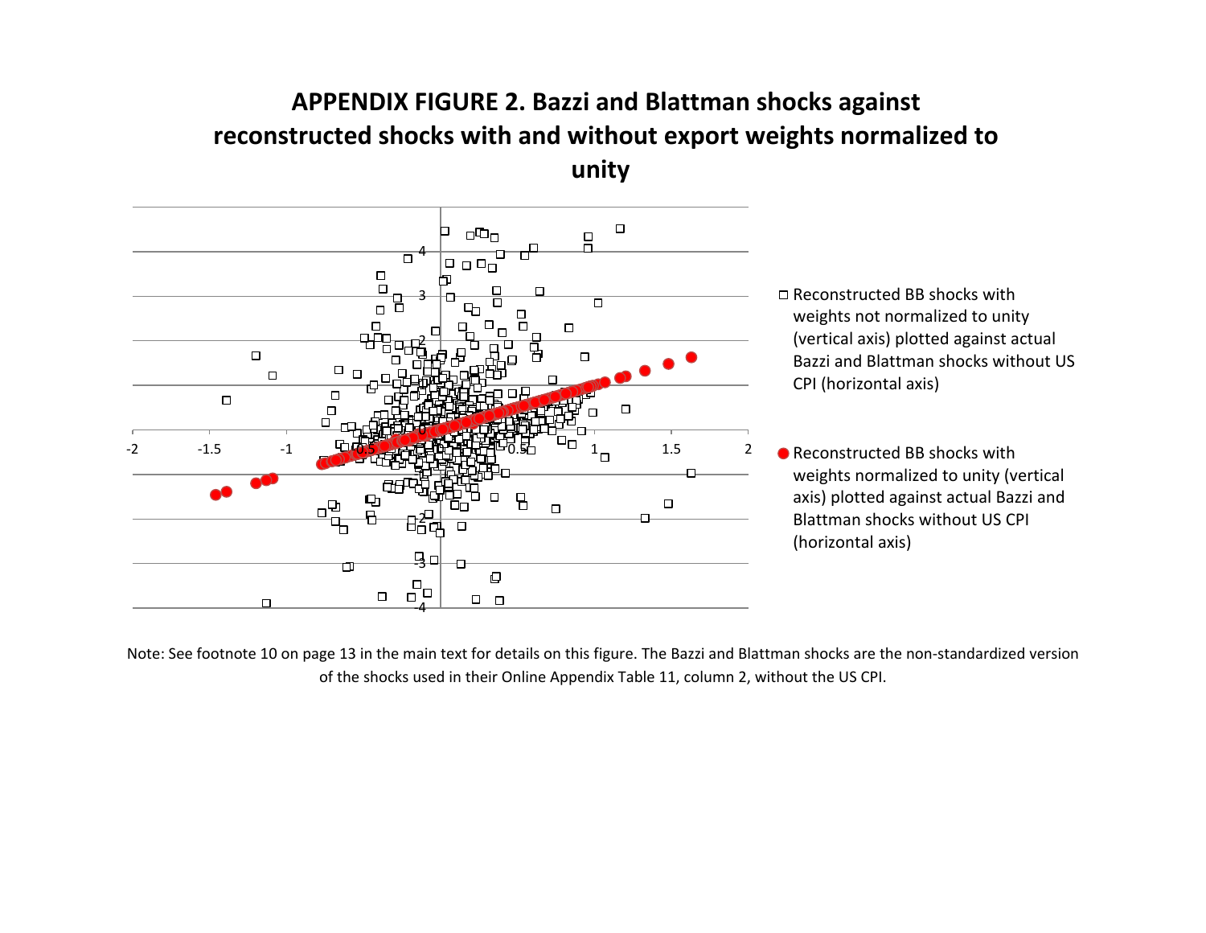**APPENDIX FIGURE 2. Bazzi and Blattman shocks against reconstructed shocks with and without export weights normalized to unity**

□ Reconstructed BB shocks with weights not normalized to unity (vertical axis) plotted against actual Bazzi and Blattman shocks without US CPI (horizontal axis)

● Reconstructed BB shocks with weights normalized to unity (vertical axis) plotted against actual Bazzi and Blattman shocks without US CPI (horizontal axis)

Note: See footnote 10 on page 13 in the main text for details on this figure. The Bazzi and Blattman shocks are the non-standardized version of the shocks used in their Online Appendix Table 11, column 2, without the US CPI.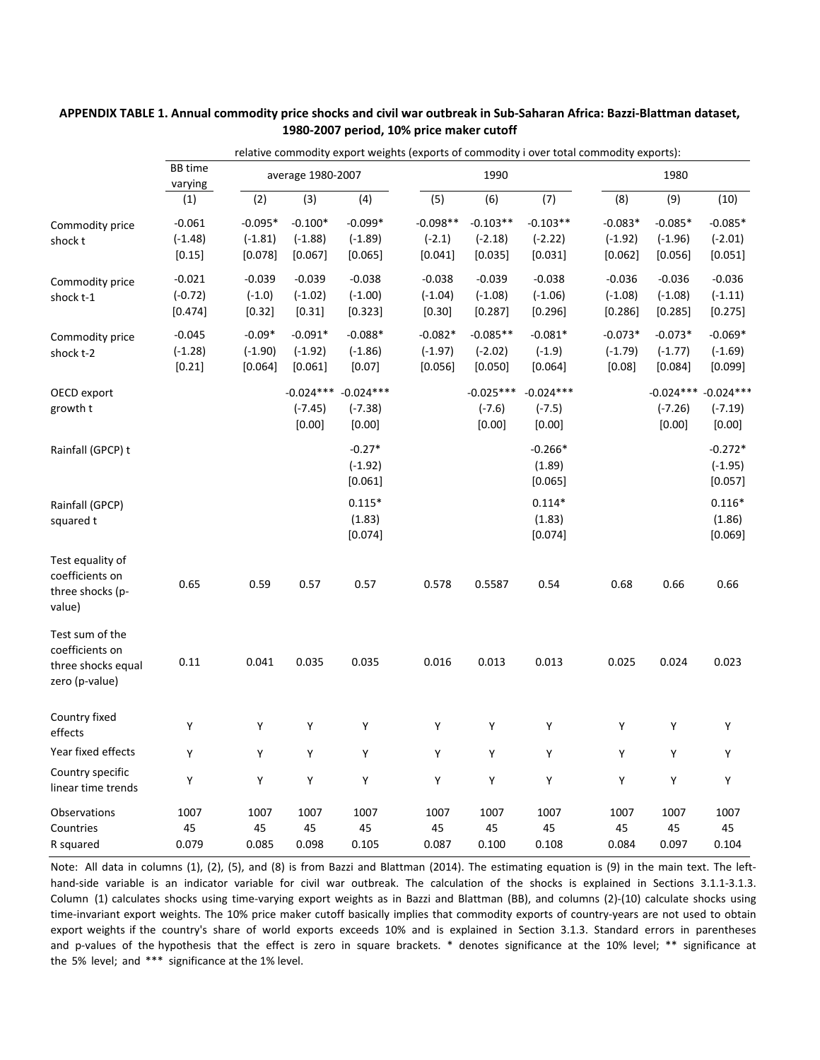**APPENDIX TABLE 1. Annual commodity price shocks and civil war outbreak in Sub-Saharan Africa: Bazzi-Blattman dataset, 1980-2007 period, 10% price maker cutoff**

| | relative commodity export weights (exports of commodity i over total commodity exports): | | | | | | | | | |
|---|---|---|---|---|---|---|---|---|---|---|
| | BB time varying | average 1980-2007 | | | 1990 | | | 1980 | | |
| | (1) | (2) | (3) | (4) | (5) | (6) | (7) | (8) | (9) | (10) |
| Commodity price shock t | -0.061 | -0.095* | -0.100* | -0.099* | -0.098** | -0.103** | -0.103** | -0.083* | -0.085* | -0.085* |
| | (-1.48) | (-1.81) | (-1.88) | (-1.89) | (-2.1) | (-2.18) | (-2.22) | (-1.92) | (-1.96) | (-2.01) |
| | [0.15] | [0.078] | [0.067] | [0.065] | [0.041] | [0.035] | [0.031] | [0.062] | [0.056] | [0.051] |
| Commodity price shock t-1 | -0.021 | -0.039 | -0.039 | -0.038 | -0.038 | -0.039 | -0.038 | -0.036 | -0.036 | -0.036 |
| | (-0.72) | (-1.0) | (-1.02) | (-1.00) | (-1.04) | (-1.08) | (-1.06) | (-1.08) | (-1.08) | (-1.11) |
| | [0.474] | [0.32] | [0.31] | [0.323] | [0.30] | [0.287] | [0.296] | [0.286] | [0.285] | [0.275] |
| Commodity price shock t-2 | -0.045 | -0.09* | -0.091* | -0.088* | -0.082* | -0.085** | -0.081* | -0.073* | -0.073* | -0.069* |
| | (-1.28) | (-1.90) | (-1.92) | (-1.86) | (-1.97) | (-2.02) | (-1.9) | (-1.79) | (-1.77) | (-1.69) |
| | [0.21] | [0.064] | [0.061] | [0.07] | [0.056] | [0.050] | [0.064] | [0.08] | [0.084] | [0.099] |
| OECD export growth t | | | -0.024*** | -0.024*** | | -0.025*** | -0.024*** | | -0.024*** | -0.024*** |
| | | | (-7.45) | (-7.38) | | (-7.6) | (-7.5) | | (-7.26) | (-7.19) |
| | | | [0.00] | [0.00] | | [0.00] | [0.00] | | [0.00] | [0.00] |
| Rainfall (GPCP) t | | | | -0.27* | | | -0.266* | | | -0.272* |
| | | | | (-1.92) | | | (1.89) | | | (-1.95) |
| | | | | [0.061] | | | [0.065] | | | [0.057] |
| Rainfall (GPCP) squared t | | | | 0.115* | | | 0.114* | | | 0.116* |
| | | | | (1.83) | | | (1.83) | | | (1.86) |
| | | | | [0.074] | | | [0.074] | | | [0.069] |
| Test equality of coefficients on three shocks (p-value) | 0.65 | 0.59 | 0.57 | 0.57 | 0.578 | 0.5587 | 0.54 | 0.68 | 0.66 | 0.66 |
| Test sum of the coefficients on three shocks equal zero (p-value) | 0.11 | 0.041 | 0.035 | 0.035 | 0.016 | 0.013 | 0.013 | 0.025 | 0.024 | 0.023 |
| Country fixed effects | Y | Y | Y | Y | Y | Y | Y | Y | Y | Y |
| Year fixed effects | Y | Y | Y | Y | Y | Y | Y | Y | Y | Y |
| Country specific linear time trends | Y | Y | Y | Y | Y | Y | Y | Y | Y | Y |
| Observations | 1007 | 1007 | 1007 | 1007 | 1007 | 1007 | 1007 | 1007 | 1007 | 1007 |
| Countries | 45 | 45 | 45 | 45 | 45 | 45 | 45 | 45 | 45 | 45 |
| R squared | 0.079 | 0.085 | 0.098 | 0.105 | 0.087 | 0.100 | 0.108 | 0.084 | 0.097 | 0.104 |

Note: All data in columns (1), (2), (5), and (8) is from Bazzi and Blattman (2014). The estimating equation is (9) in the main text. The left-hand-side variable is an indicator variable for civil war outbreak. The calculation of the shocks is explained in Sections 3.1.1-3.1.3. Column (1) calculates shocks using time-varying export weights as in Bazzi and Blattman (BB), and columns (2)-(10) calculate shocks using time-invariant export weights. The 10% price maker cutoff basically implies that commodity exports of country-years are not used to obtain export weights if the country's share of world exports exceeds 10% and is explained in Section 3.1.3. Standard errors in parentheses and p-values of the hypothesis that the effect is zero in square brackets. * denotes significance at the 10% level; ** significance at the 5% level; and *** significance at the 1% level.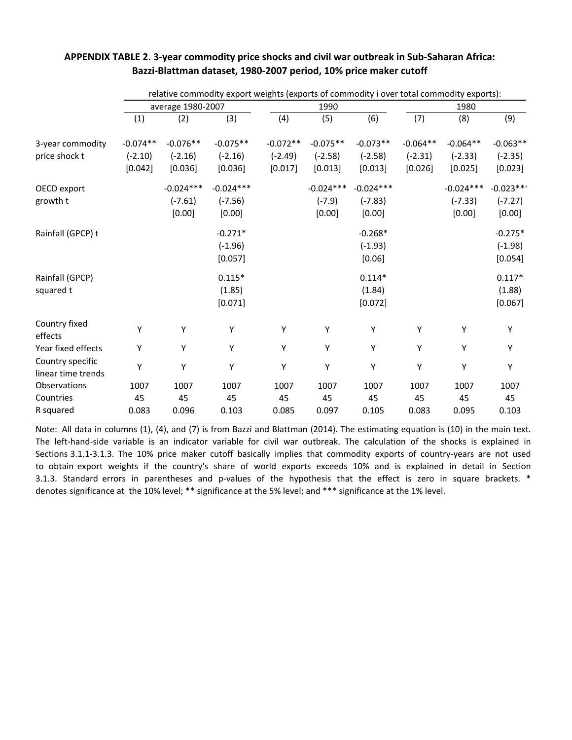**APPENDIX TABLE 2. 3-year commodity price shocks and civil war outbreak in Sub-Saharan Africa: Bazzi-Blattman dataset, 1980-2007 period, 10% price maker cutoff**

| | relative commodity export weights (exports of commodity i over total commodity exports): | | | | | | | | |
|---|---|---|---|---|---|---|---|---|---|
| | average 1980-2007 | | | 1990 | | | 1980 | | |
| | (1) | (2) | (3) | (4) | (5) | (6) | (7) | (8) | (9) |
| 3-year commodity price shock t | -0.074** | -0.076** | -0.075** | -0.072** | -0.075** | -0.073** | -0.064** | -0.064** | -0.063** |
| | (-2.10) | (-2.16) | (-2.16) | (-2.49) | (-2.58) | (-2.58) | (-2.31) | (-2.33) | (-2.35) |
| | [0.042] | [0.036] | [0.036] | [0.017] | [0.013] | [0.013] | [0.026] | [0.025] | [0.023] |
| OECD export growth t | | -0.024*** | -0.024*** | | -0.024*** | -0.024*** | | -0.024*** | -0.023*** |
| | | (-7.61) | (-7.56) | | (-7.9) | (-7.83) | | (-7.33) | (-7.27) |
| | | [0.00] | [0.00] | | [0.00] | [0.00] | | [0.00] | [0.00] |
| Rainfall (GPCP) t | | | -0.271* | | | -0.268* | | | -0.275* |
| | | | (-1.96) | | | (-1.93) | | | (-1.98) |
| | | | [0.057] | | | [0.06] | | | [0.054] |
| Rainfall (GPCP) squared t | | | 0.115* | | | 0.114* | | | 0.117* |
| | | | (1.85) | | | (1.84) | | | (1.88) |
| | | | [0.071] | | | [0.072] | | | [0.067] |
| Country fixed effects | Y | Y | Y | Y | Y | Y | Y | Y | Y |
| Year fixed effects | Y | Y | Y | Y | Y | Y | Y | Y | Y |
| Country specific linear time trends | Y | Y | Y | Y | Y | Y | Y | Y | Y |
| Observations | 1007 | 1007 | 1007 | 1007 | 1007 | 1007 | 1007 | 1007 | 1007 |
| Countries | 45 | 45 | 45 | 45 | 45 | 45 | 45 | 45 | 45 |
| R squared | 0.083 | 0.096 | 0.103 | 0.085 | 0.097 | 0.105 | 0.083 | 0.095 | 0.103 |

Note: All data in columns (1), (4), and (7) is from Bazzi and Blattman (2014). The estimating equation is (10) in the main text. The left-hand-side variable is an indicator variable for civil war outbreak. The calculation of the shocks is explained in Sections 3.1.1-3.1.3. The 10% price maker cutoff basically implies that commodity exports of country-years are not used to obtain export weights if the country's share of world exports exceeds 10% and is explained in detail in Section 3.1.3. Standard errors in parentheses and p-values of the hypothesis that the effect is zero in square brackets. * denotes significance at the 10% level; ** significance at the 5% level; and *** significance at the 1% level.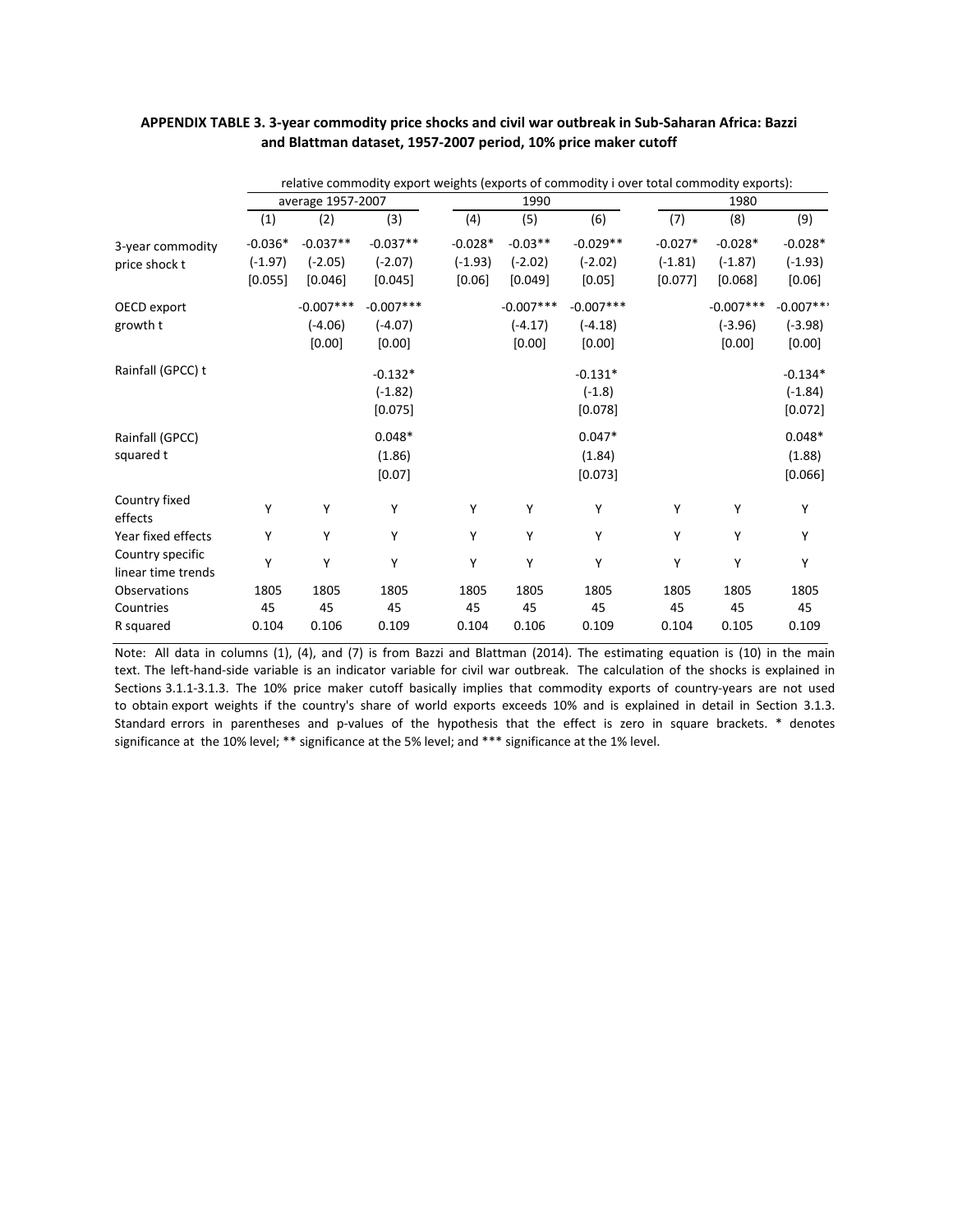**APPENDIX TABLE 3. 3-year commodity price shocks and civil war outbreak in Sub-Saharan Africa: Bazzi and Blattman dataset, 1957-2007 period, 10% price maker cutoff**

| | relative commodity export weights (exports of commodity i over total commodity exports): | | | | | | | | |
|---|---|---|---|---|---|---|---|---|---|
| | average 1957-2007 | | | 1990 | | | 1980 | | |
| | (1) | (2) | (3) | (4) | (5) | (6) | (7) | (8) | (9) |
| 3-year commodity price shock t | -0.036* | -0.037** | -0.037** | -0.028* | -0.03** | -0.029** | -0.027* | -0.028* | -0.028* |
| | (-1.97) | (-2.05) | (-2.07) | (-1.93) | (-2.02) | (-2.02) | (-1.81) | (-1.87) | (-1.93) |
| | [0.055] | [0.046] | [0.045] | [0.06] | [0.049] | [0.05] | [0.077] | [0.068] | [0.06] |
| OECD export growth t | | -0.007*** | -0.007*** | | -0.007*** | -0.007*** | | -0.007*** | -0.007*** |
| | | (-4.06) | (-4.07) | | (-4.17) | (-4.18) | | (-3.96) | (-3.98) |
| | | [0.00] | [0.00] | | [0.00] | [0.00] | | [0.00] | [0.00] |
| Rainfall (GPCC) t | | | -0.132* | | | -0.131* | | | -0.134* |
| | | | (-1.82) | | | (-1.8) | | | (-1.84) |
| | | | [0.075] | | | [0.078] | | | [0.072] |
| Rainfall (GPCC) squared t | | | 0.048* | | | 0.047* | | | 0.048* |
| | | | (1.86) | | | (1.84) | | | (1.88) |
| | | | [0.07] | | | [0.073] | | | [0.066] |
| Country fixed effects | Y | Y | Y | Y | Y | Y | Y | Y | Y |
| Year fixed effects | Y | Y | Y | Y | Y | Y | Y | Y | Y |
| Country specific linear time trends | Y | Y | Y | Y | Y | Y | Y | Y | Y |
| Observations | 1805 | 1805 | 1805 | 1805 | 1805 | 1805 | 1805 | 1805 | 1805 |
| Countries | 45 | 45 | 45 | 45 | 45 | 45 | 45 | 45 | 45 |
| R squared | 0.104 | 0.106 | 0.109 | 0.104 | 0.106 | 0.109 | 0.104 | 0.105 | 0.109 |

Note: All data in columns (1), (4), and (7) is from Bazzi and Blattman (2014). The estimating equation is (10) in the main text. The left-hand-side variable is an indicator variable for civil war outbreak. The calculation of the shocks is explained in Sections 3.1.1-3.1.3. The 10% price maker cutoff basically implies that commodity exports of country-years are not used to obtain export weights if the country's share of world exports exceeds 10% and is explained in detail in Section 3.1.3. Standard errors in parentheses and p-values of the hypothesis that the effect is zero in square brackets. * denotes significance at the 10% level; ** significance at the 5% level; and *** significance at the 1% level.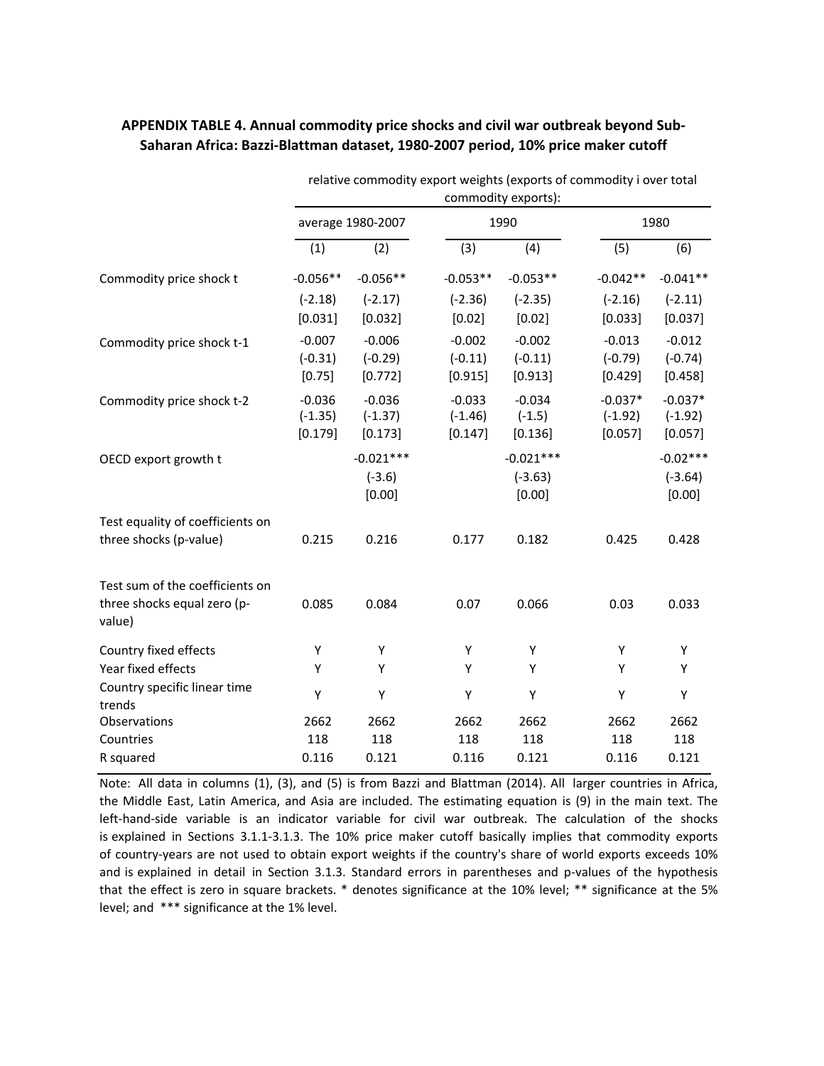**APPENDIX TABLE 4. Annual commodity price shocks and civil war outbreak beyond Sub-Saharan Africa: Bazzi-Blattman dataset, 1980-2007 period, 10% price maker cutoff**

| | relative commodity export weights (exports of commodity i over total commodity exports): | | | | | |
|---|---|---|---|---|---|---|
| | average 1980-2007 | | 1990 | | 1980 | |
| | (1) | (2) | (3) | (4) | (5) | (6) |
| Commodity price shock t | -0.056** | -0.056** | -0.053** | -0.053** | -0.042** | -0.041** |
| | (-2.18) | (-2.17) | (-2.36) | (-2.35) | (-2.16) | (-2.11) |
| | [0.031] | [0.032] | [0.02] | [0.02] | [0.033] | [0.037] |
| Commodity price shock t-1 | -0.007 | -0.006 | -0.002 | -0.002 | -0.013 | -0.012 |
| | (-0.31) | (-0.29) | (-0.11) | (-0.11) | (-0.79) | (-0.74) |
| | [0.75] | [0.772] | [0.915] | [0.913] | [0.429] | [0.458] |
| Commodity price shock t-2 | -0.036 | -0.036 | -0.033 | -0.034 | -0.037* | -0.037* |
| | (-1.35) | (-1.37) | (-1.46) | (-1.5) | (-1.92) | (-1.92) |
| | [0.179] | [0.173] | [0.147] | [0.136] | [0.057] | [0.057] |
| OECD export growth t | | -0.021*** | | -0.021*** | | -0.02*** |
| | | (-3.6) | | (-3.63) | | (-3.64) |
| | | [0.00] | | [0.00] | | [0.00] |
| Test equality of coefficients on three shocks (p-value) | 0.215 | 0.216 | 0.177 | 0.182 | 0.425 | 0.428 |
| Test sum of the coefficients on three shocks equal zero (p-value) | 0.085 | 0.084 | 0.07 | 0.066 | 0.03 | 0.033 |
| Country fixed effects | Y | Y | Y | Y | Y | Y |
| Year fixed effects | Y | Y | Y | Y | Y | Y |
| Country specific linear time trends | Y | Y | Y | Y | Y | Y |
| Observations | 2662 | 2662 | 2662 | 2662 | 2662 | 2662 |
| Countries | 118 | 118 | 118 | 118 | 118 | 118 |
| R squared | 0.116 | 0.121 | 0.116 | 0.121 | 0.116 | 0.121 |

Note: All data in columns (1), (3), and (5) is from Bazzi and Blattman (2014). All larger countries in Africa, the Middle East, Latin America, and Asia are included. The estimating equation is (9) in the main text. The left-hand-side variable is an indicator variable for civil war outbreak. The calculation of the shocks is explained in Sections 3.1.1-3.1.3. The 10% price maker cutoff basically implies that commodity exports of country-years are not used to obtain export weights if the country's share of world exports exceeds 10% and is explained in detail in Section 3.1.3. Standard errors in parentheses and p-values of the hypothesis that the effect is zero in square brackets. * denotes significance at the 10% level; ** significance at the 5% level; and *** significance at the 1% level.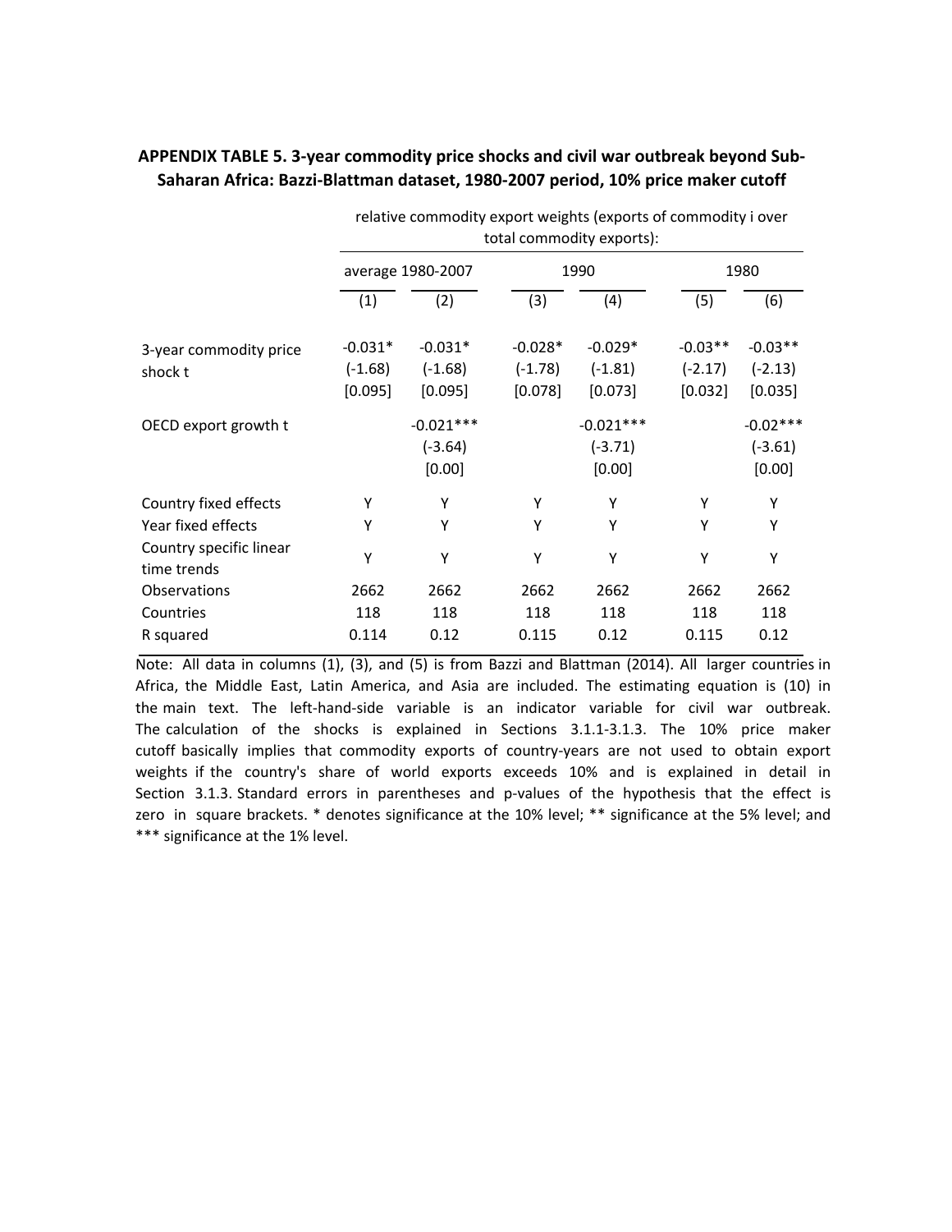**APPENDIX TABLE 5. 3-year commodity price shocks and civil war outbreak beyond Sub-Saharan Africa: Bazzi-Blattman dataset, 1980-2007 period, 10% price maker cutoff**

| | relative commodity export weights (exports of commodity i over total commodity exports): | | | | | |
|---|---|---|---|---|---|---|
| | average 1980-2007 | | 1990 | | 1980 | |
| | (1) | (2) | (3) | (4) | (5) | (6) |
| 3-year commodity price shock t | -0.031* | -0.031* | -0.028* | -0.029* | -0.03** | -0.03** |
| | (-1.68) | (-1.68) | (-1.78) | (-1.81) | (-2.17) | (-2.13) |
| | [0.095] | [0.095] | [0.078] | [0.073] | [0.032] | [0.035] |
| OECD export growth t | | -0.021*** | | -0.021*** | | -0.02*** |
| | | (-3.64) | | (-3.71) | | (-3.61) |
| | | [0.00] | | [0.00] | | [0.00] |
| Country fixed effects | Y | Y | Y | Y | Y | Y |
| Year fixed effects | Y | Y | Y | Y | Y | Y |
| Country specific linear time trends | Y | Y | Y | Y | Y | Y |
| Observations | 2662 | 2662 | 2662 | 2662 | 2662 | 2662 |
| Countries | 118 | 118 | 118 | 118 | 118 | 118 |
| R squared | 0.114 | 0.12 | 0.115 | 0.12 | 0.115 | 0.12 |

Note: All data in columns (1), (3), and (5) is from Bazzi and Blattman (2014). All larger countries in Africa, the Middle East, Latin America, and Asia are included. The estimating equation is (10) in the main text. The left-hand-side variable is an indicator variable for civil war outbreak. The calculation of the shocks is explained in Sections 3.1.1-3.1.3. The 10% price maker cutoff basically implies that commodity exports of country-years are not used to obtain export weights if the country's share of world exports exceeds 10% and is explained in detail in Section 3.1.3. Standard errors in parentheses and p-values of the hypothesis that the effect is zero in square brackets. * denotes significance at the 10% level; ** significance at the 5% level; and *** significance at the 1% level.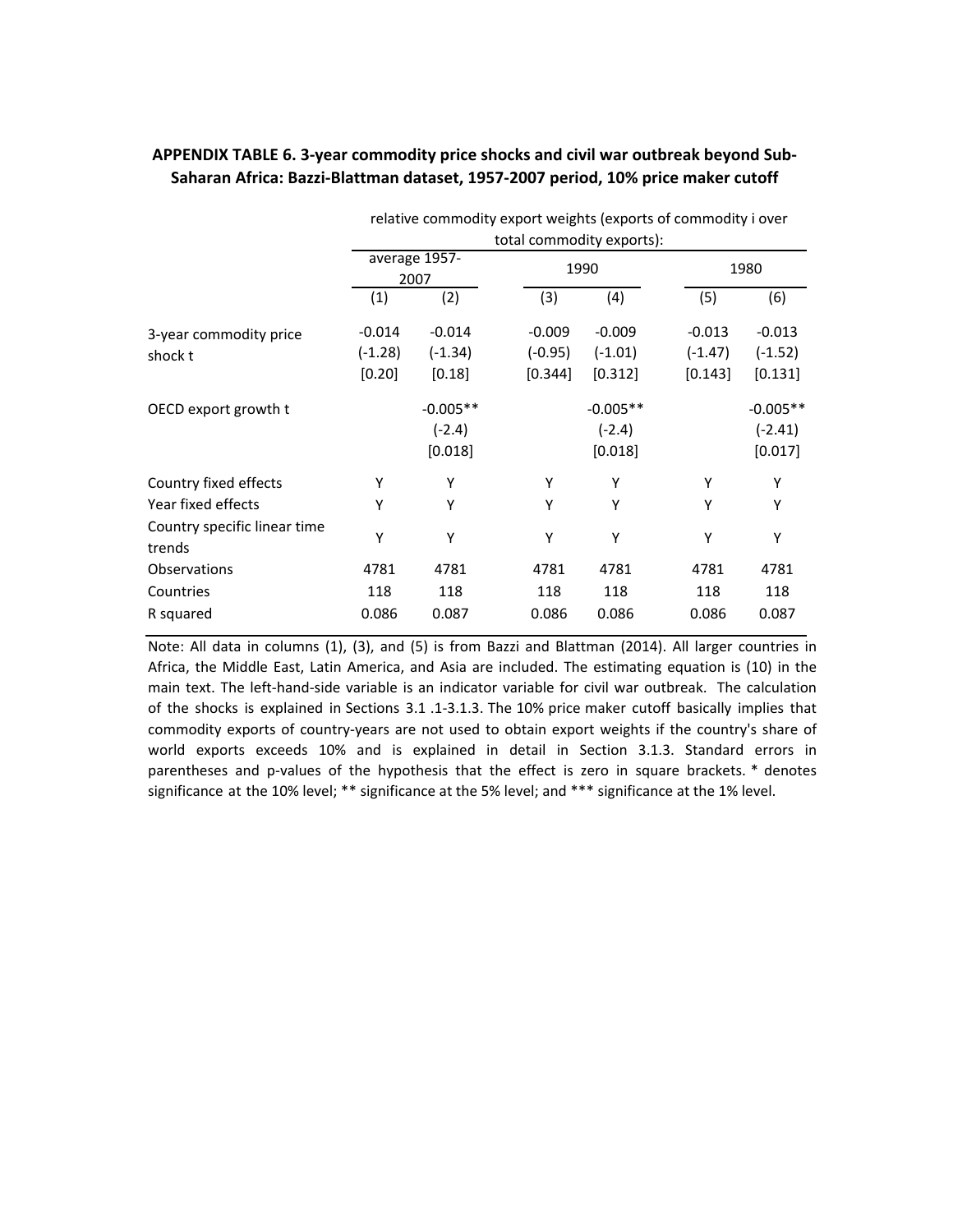**APPENDIX TABLE 6. 3-year commodity price shocks and civil war outbreak beyond Sub-Saharan Africa: Bazzi-Blattman dataset, 1957-2007 period, 10% price maker cutoff**

| | relative commodity export weights (exports of commodity i over total commodity exports): | | | | | |
|---|---|---|---|---|---|---|
| | average 1957-2007 | | 1990 | | 1980 | |
| | (1) | (2) | (3) | (4) | (5) | (6) |
| 3-year commodity price shock t | -0.014 | -0.014 | -0.009 | -0.009 | -0.013 | -0.013 |
| | (-1.28) | (-1.34) | (-0.95) | (-1.01) | (-1.47) | (-1.52) |
| | [0.20] | [0.18] | [0.344] | [0.312] | [0.143] | [0.131] |
| OECD export growth t | | -0.005** | | -0.005** | | -0.005** |
| | | (-2.4) | | (-2.4) | | (-2.41) |
| | | [0.018] | | [0.018] | | [0.017] |
| Country fixed effects | Y | Y | Y | Y | Y | Y |
| Year fixed effects | Y | Y | Y | Y | Y | Y |
| Country specific linear time trends | Y | Y | Y | Y | Y | Y |
| Observations | 4781 | 4781 | 4781 | 4781 | 4781 | 4781 |
| Countries | 118 | 118 | 118 | 118 | 118 | 118 |
| R squared | 0.086 | 0.087 | 0.086 | 0.086 | 0.086 | 0.087 |

Note: All data in columns (1), (3), and (5) is from Bazzi and Blattman (2014). All larger countries in Africa, the Middle East, Latin America, and Asia are included. The estimating equation is (10) in the main text. The left-hand-side variable is an indicator variable for civil war outbreak. The calculation of the shocks is explained in Sections 3.1 .1-3.1.3. The 10% price maker cutoff basically implies that commodity exports of country-years are not used to obtain export weights if the country's share of world exports exceeds 10% and is explained in detail in Section 3.1.3. Standard errors in parentheses and p-values of the hypothesis that the effect is zero in square brackets. * denotes significance at the 10% level; ** significance at the 5% level; and *** significance at the 1% level.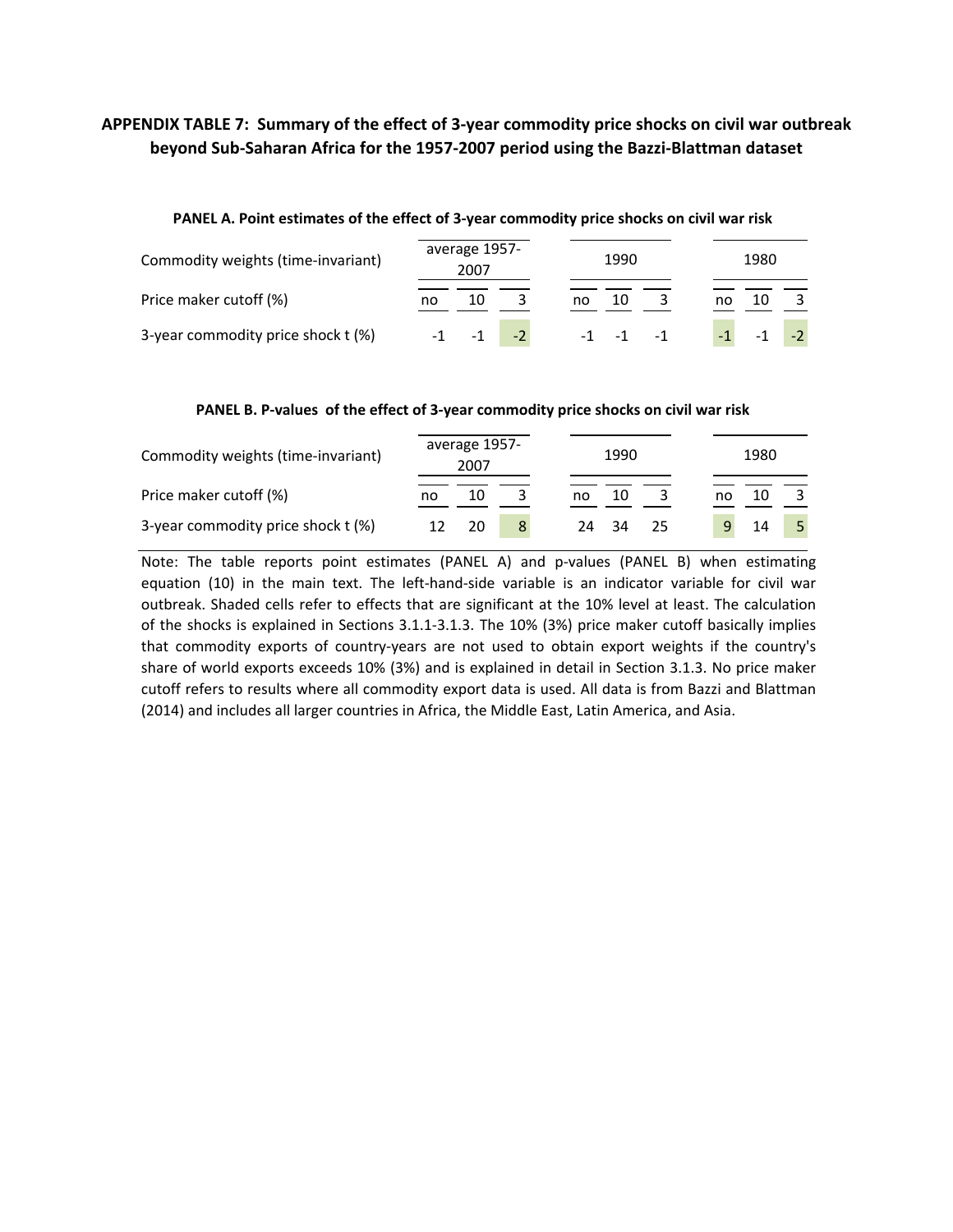# APPENDIX TABLE 7: Summary of the effect of 3-year commodity price shocks on civil war outbreak beyond Sub-Saharan Africa for the 1957-2007 period using the Bazzi-Blattman dataset

**PANEL A. Point estimates of the effect of 3-year commodity price shocks on civil war risk**

| Commodity weights (time-invariant) | average 1957-2007 | | | 1990 | | | 1980 | | |
|---|---|---|---|---|---|---|---|---|---|
| Price maker cutoff (%) | no | 10 | 3 | no | 10 | 3 | no | 10 | 3 |
| 3-year commodity price shock t (%) | -1 | -1 | -2 | -1 | -1 | -1 | -1 | -1 | -2 |

**PANEL B. P-values of the effect of 3-year commodity price shocks on civil war risk**

| Commodity weights (time-invariant) | average 1957-2007 | | | 1990 | | | 1980 | | |
|---|---|---|---|---|---|---|---|---|---|
| Price maker cutoff (%) | no | 10 | 3 | no | 10 | 3 | no | 10 | 3 |
| 3-year commodity price shock t (%) | 12 | 20 | 8 | 24 | 34 | 25 | 9 | 14 | 5 |

Note: The table reports point estimates (PANEL A) and p-values (PANEL B) when estimating equation (10) in the main text. The left-hand-side variable is an indicator variable for civil war outbreak. Shaded cells refer to effects that are significant at the 10% level at least. The calculation of the shocks is explained in Sections 3.1.1-3.1.3. The 10% (3%) price maker cutoff basically implies that commodity exports of country-years are not used to obtain export weights if the country's share of world exports exceeds 10% (3%) and is explained in detail in Section 3.1.3. No price maker cutoff refers to results where all commodity export data is used. All data is from Bazzi and Blattman (2014) and includes all larger countries in Africa, the Middle East, Latin America, and Asia.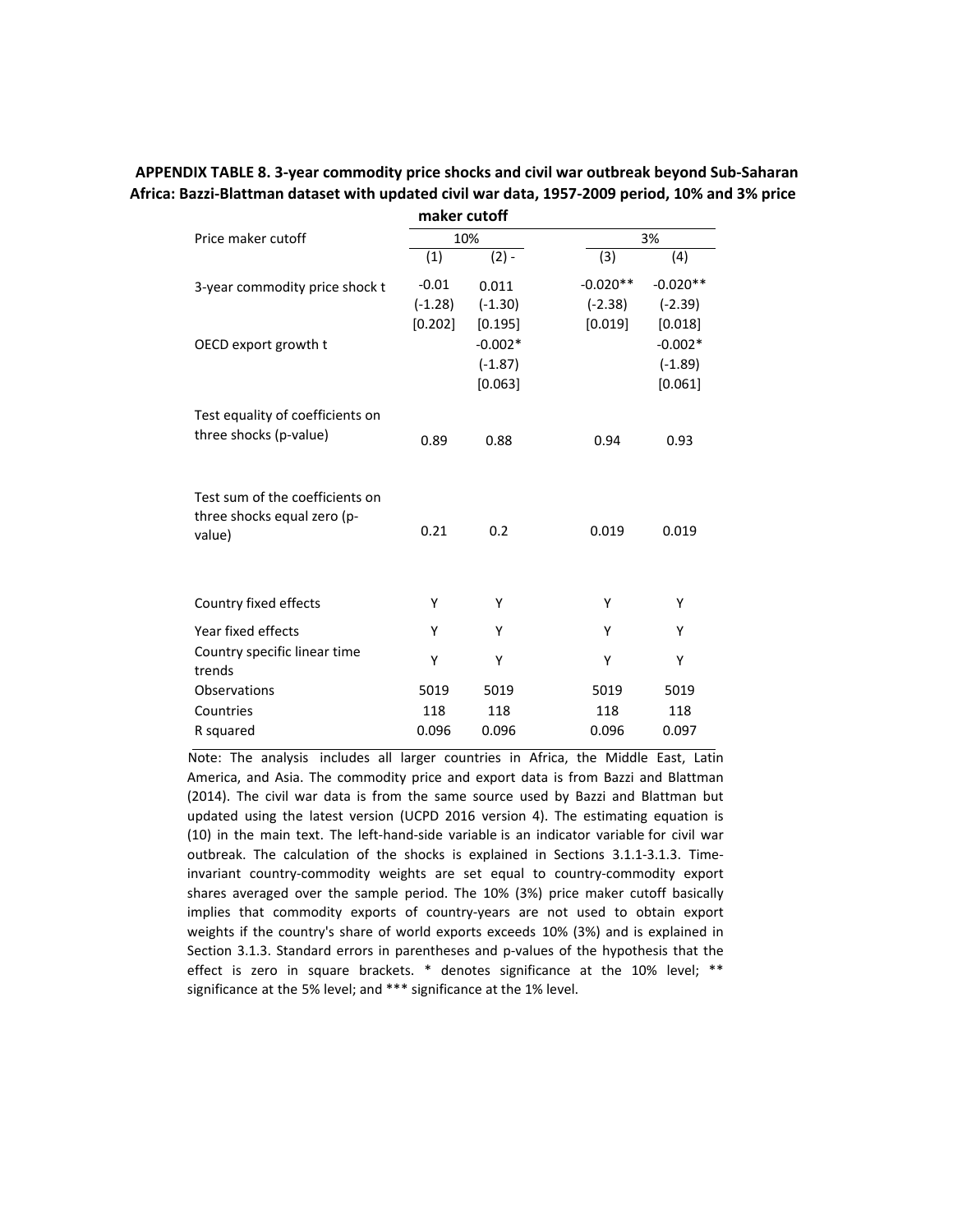**APPENDIX TABLE 8. 3-year commodity price shocks and civil war outbreak beyond Sub-Saharan Africa: Bazzi-Blattman dataset with updated civil war data, 1957-2009 period, 10% and 3% price maker cutoff**

| Price maker cutoff | 10% | | 3% | |
|---|---|---|---|---|
| | (1) | (2) - | (3) | (4) |
| 3-year commodity price shock t | -0.01 | 0.011 | -0.020** | -0.020** |
| | (-1.28) | (-1.30) | (-2.38) | (-2.39) |
| | [0.202] | [0.195] | [0.019] | [0.018] |
| OECD export growth t | | -0.002* | | -0.002* |
| | | (-1.87) | | (-1.89) |
| | | [0.063] | | [0.061] |
| Test equality of coefficients on three shocks (p-value) | 0.89 | 0.88 | 0.94 | 0.93 |
| Test sum of the coefficients on three shocks equal zero (p-value) | 0.21 | 0.2 | 0.019 | 0.019 |
| Country fixed effects | Y | Y | Y | Y |
| Year fixed effects | Y | Y | Y | Y |
| Country specific linear time trends | Y | Y | Y | Y |
| Observations | 5019 | 5019 | 5019 | 5019 |
| Countries | 118 | 118 | 118 | 118 |
| R squared | 0.096 | 0.096 | 0.096 | 0.097 |

Note: The analysis includes all larger countries in Africa, the Middle East, Latin America, and Asia. The commodity price and export data is from Bazzi and Blattman (2014). The civil war data is from the same source used by Bazzi and Blattman but updated using the latest version (UCPD 2016 version 4). The estimating equation is (10) in the main text. The left-hand-side variable is an indicator variable for civil war outbreak. The calculation of the shocks is explained in Sections 3.1.1-3.1.3. Time-invariant country-commodity weights are set equal to country-commodity export shares averaged over the sample period. The 10% (3%) price maker cutoff basically implies that commodity exports of country-years are not used to obtain export weights if the country's share of world exports exceeds 10% (3%) and is explained in Section 3.1.3. Standard errors in parentheses and p-values of the hypothesis that the effect is zero in square brackets. * denotes significance at the 10% level; ** significance at the 5% level; and *** significance at the 1% level.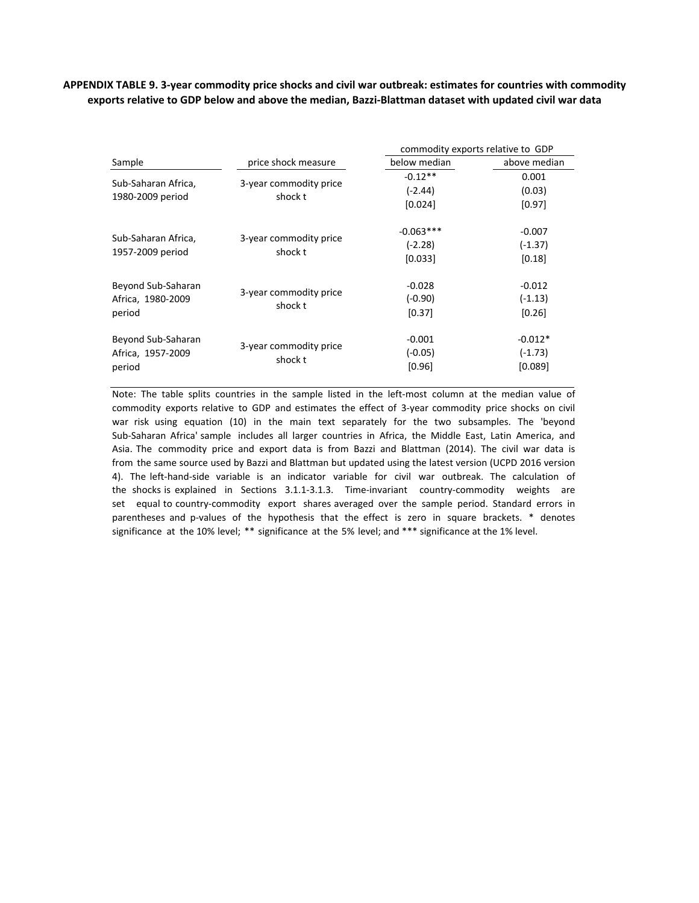**APPENDIX TABLE 9. 3-year commodity price shocks and civil war outbreak: estimates for countries with commodity exports relative to GDP below and above the median, Bazzi-Blattman dataset with updated civil war data**

| | | commodity exports relative to GDP | |
|---|---|---|---|
| Sample | price shock measure | below median | above median |
| Sub-Saharan Africa, 1980-2009 period | 3-year commodity price shock t | -0.12**<br>(-2.44)<br>[0.024] | 0.001<br>(0.03)<br>[0.97] |
| Sub-Saharan Africa, 1957-2009 period | 3-year commodity price shock t | -0.063***<br>(-2.28)<br>[0.033] | -0.007<br>(-1.37)<br>[0.18] |
| Beyond Sub-Saharan Africa, 1980-2009 period | 3-year commodity price shock t | -0.028<br>(-0.90)<br>[0.37] | -0.012<br>(-1.13)<br>[0.26] |
| Beyond Sub-Saharan Africa, 1957-2009 period | 3-year commodity price shock t | -0.001<br>(-0.05)<br>[0.96] | -0.012*<br>(-1.73)<br>[0.089] |

Note: The table splits countries in the sample listed in the left-most column at the median value of commodity exports relative to GDP and estimates the effect of 3-year commodity price shocks on civil war risk using equation (10) in the main text separately for the two subsamples. The 'beyond Sub-Saharan Africa' sample includes all larger countries in Africa, the Middle East, Latin America, and Asia. The commodity price and export data is from Bazzi and Blattman (2014). The civil war data is from the same source used by Bazzi and Blattman but updated using the latest version (UCPD 2016 version 4). The left-hand-side variable is an indicator variable for civil war outbreak. The calculation of the shocks is explained in Sections 3.1.1-3.1.3. Time-invariant country-commodity weights are set equal to country-commodity export shares averaged over the sample period. Standard errors in parentheses and p-values of the hypothesis that the effect is zero in square brackets. * denotes significance at the 10% level; ** significance at the 5% level; and *** significance at the 1% level.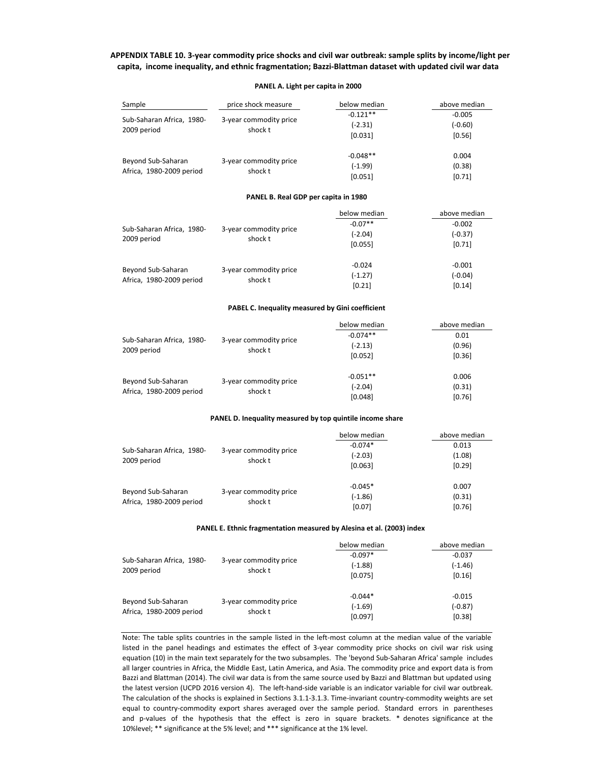**APPENDIX TABLE 10. 3-year commodity price shocks and civil war outbreak: sample splits by income/light per capita, income inequality, and ethnic fragmentation; Bazzi-Blattman dataset with updated civil war data**

**PANEL A. Light per capita in 2000**

| Sample | price shock measure | below median | above median |
|---|---|---|---|
| Sub-Saharan Africa, 1980-2009 period | 3-year commodity price shock t | -0.121** | -0.005 |
| | | (-2.31) | (-0.60) |
| | | [0.031] | [0.56] |
| Beyond Sub-Saharan Africa, 1980-2009 period | 3-year commodity price shock t | -0.048** | 0.004 |
| | | (-1.99) | (0.38) |
| | | [0.051] | [0.71] |

**PANEL B. Real GDP per capita in 1980**

| Sample | price shock measure | below median | above median |
|---|---|---|---|
| Sub-Saharan Africa, 1980-2009 period | 3-year commodity price shock t | -0.07** | -0.002 |
| | | (-2.04) | (-0.37) |
| | | [0.055] | [0.71] |
| Beyond Sub-Saharan Africa, 1980-2009 period | 3-year commodity price shock t | -0.024 | -0.001 |
| | | (-1.27) | (-0.04) |
| | | [0.21] | [0.14] |

**PABEL C. Inequality measured by Gini coefficient**

| Sample | price shock measure | below median | above median |
|---|---|---|---|
| Sub-Saharan Africa, 1980-2009 period | 3-year commodity price shock t | -0.074** | 0.01 |
| | | (-2.13) | (0.96) |
| | | [0.052] | [0.36] |
| Beyond Sub-Saharan Africa, 1980-2009 period | 3-year commodity price shock t | -0.051** | 0.006 |
| | | (-2.04) | (0.31) |
| | | [0.048] | [0.76] |

**PANEL D. Inequality measured by top quintile income share**

| Sample | price shock measure | below median | above median |
|---|---|---|---|
| Sub-Saharan Africa, 1980-2009 period | 3-year commodity price shock t | -0.074* | 0.013 |
| | | (-2.03) | (1.08) |
| | | [0.063] | [0.29] |
| Beyond Sub-Saharan Africa, 1980-2009 period | 3-year commodity price shock t | -0.045* | 0.007 |
| | | (-1.86) | (0.31) |
| | | [0.07] | [0.76] |

**PANEL E. Ethnic fragmentation measured by Alesina et al. (2003) index**

| Sample | price shock measure | below median | above median |
|---|---|---|---|
| Sub-Saharan Africa, 1980-2009 period | 3-year commodity price shock t | -0.097* | -0.037 |
| | | (-1.88) | (-1.46) |
| | | [0.075] | [0.16] |
| Beyond Sub-Saharan Africa, 1980-2009 period | 3-year commodity price shock t | -0.044* | -0.015 |
| | | (-1.69) | (-0.87) |
| | | [0.097] | [0.38] |

Note: The table splits countries in the sample listed in the left-most column at the median value of the variable listed in the panel headings and estimates the effect of 3-year commodity price shocks on civil war risk using equation (10) in the main text separately for the two subsamples. The 'beyond Sub-Saharan Africa' sample includes all larger countries in Africa, the Middle East, Latin America, and Asia. The commodity price and export data is from Bazzi and Blattman (2014). The civil war data is from the same source used by Bazzi and Blattman but updated using the latest version (UCPD 2016 version 4). The left-hand-side variable is an indicator variable for civil war outbreak. The calculation of the shocks is explained in Sections 3.1.1-3.1.3. Time-invariant country-commodity weights are set equal to country-commodity export shares averaged over the sample period. Standard errors in parentheses and p-values of the hypothesis that the effect is zero in square brackets. * denotes significance at the 10%level; ** significance at the 5% level; and *** significance at the 1% level.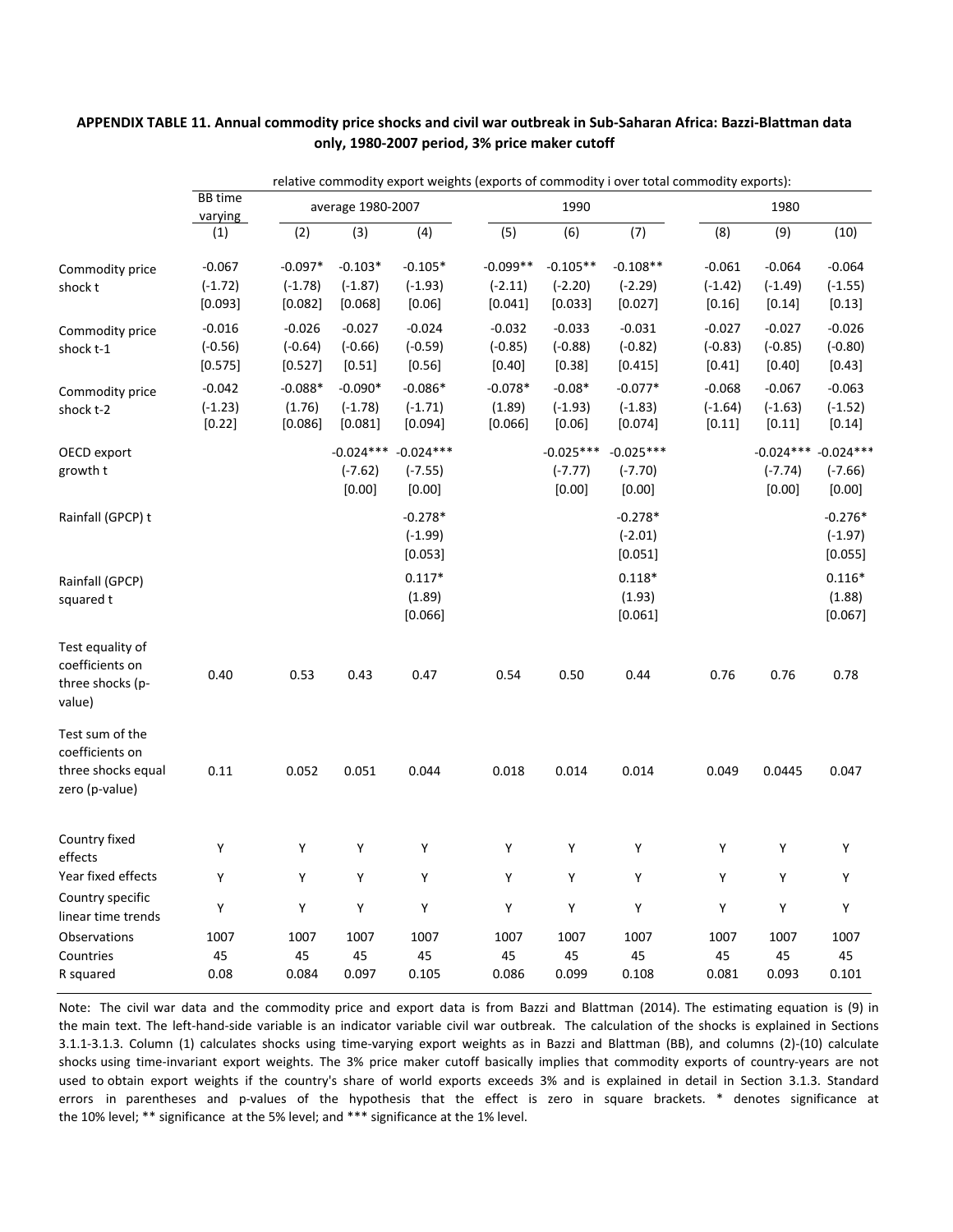**APPENDIX TABLE 11. Annual commodity price shocks and civil war outbreak in Sub-Saharan Africa: Bazzi-Blattman data only, 1980-2007 period, 3% price maker cutoff**

| | relative commodity export weights (exports of commodity i over total commodity exports): | | | | | | | | | |
|---|---|---|---|---|---|---|---|---|---|---|
| | BB time varying | average 1980-2007 | | | 1990 | | | 1980 | | |
| | (1) | (2) | (3) | (4) | (5) | (6) | (7) | (8) | (9) | (10) |
| Commodity price shock t | -0.067 | -0.097* | -0.103* | -0.105* | -0.099** | -0.105** | -0.108** | -0.061 | -0.064 | -0.064 |
| | (-1.72) | (-1.78) | (-1.87) | (-1.93) | (-2.11) | (-2.20) | (-2.29) | (-1.42) | (-1.49) | (-1.55) |
| | [0.093] | [0.082] | [0.068] | [0.06] | [0.041] | [0.033] | [0.027] | [0.16] | [0.14] | [0.13] |
| Commodity price shock t-1 | -0.016 | -0.026 | -0.027 | -0.024 | -0.032 | -0.033 | -0.031 | -0.027 | -0.027 | -0.026 |
| | (-0.56) | (-0.64) | (-0.66) | (-0.59) | (-0.85) | (-0.88) | (-0.82) | (-0.83) | (-0.85) | (-0.80) |
| | [0.575] | [0.527] | [0.51] | [0.56] | [0.40] | [0.38] | [0.415] | [0.41] | [0.40] | [0.43] |
| Commodity price shock t-2 | -0.042 | -0.088* | -0.090* | -0.086* | -0.078* | -0.08* | -0.077* | -0.068 | -0.067 | -0.063 |
| | (-1.23) | (1.76) | (-1.78) | (-1.71) | (1.89) | (-1.93) | (-1.83) | (-1.64) | (-1.63) | (-1.52) |
| | [0.22] | [0.086] | [0.081] | [0.094] | [0.066] | [0.06] | [0.074] | [0.11] | [0.11] | [0.14] |
| OECD export growth t | | | -0.024*** | -0.024*** | | -0.025*** | -0.025*** | | -0.024*** | -0.024*** |
| | | | (-7.62) | (-7.55) | | (-7.77) | (-7.70) | | (-7.74) | (-7.66) |
| | | | [0.00] | [0.00] | | [0.00] | [0.00] | | [0.00] | [0.00] |
| Rainfall (GPCP) t | | | | -0.278* | | | -0.278* | | | -0.276* |
| | | | | (-1.99) | | | (-2.01) | | | (-1.97) |
| | | | | [0.053] | | | [0.051] | | | [0.055] |
| Rainfall (GPCP) squared t | | | | 0.117* | | | 0.118* | | | 0.116* |
| | | | | (1.89) | | | (1.93) | | | (1.88) |
| | | | | [0.066] | | | [0.061] | | | [0.067] |
| Test equality of coefficients on three shocks (p-value) | 0.40 | 0.53 | 0.43 | 0.47 | 0.54 | 0.50 | 0.44 | 0.76 | 0.76 | 0.78 |
| Test sum of the coefficients on three shocks equal zero (p-value) | 0.11 | 0.052 | 0.051 | 0.044 | 0.018 | 0.014 | 0.014 | 0.049 | 0.0445 | 0.047 |
| Country fixed effects | Y | Y | Y | Y | Y | Y | Y | Y | Y | Y |
| Year fixed effects | Y | Y | Y | Y | Y | Y | Y | Y | Y | Y |
| Country specific linear time trends | Y | Y | Y | Y | Y | Y | Y | Y | Y | Y |
| Observations | 1007 | 1007 | 1007 | 1007 | 1007 | 1007 | 1007 | 1007 | 1007 | 1007 |
| Countries | 45 | 45 | 45 | 45 | 45 | 45 | 45 | 45 | 45 | 45 |
| R squared | 0.08 | 0.084 | 0.097 | 0.105 | 0.086 | 0.099 | 0.108 | 0.081 | 0.093 | 0.101 |

Note: The civil war data and the commodity price and export data is from Bazzi and Blattman (2014). The estimating equation is (9) in the main text. The left-hand-side variable is an indicator variable civil war outbreak. The calculation of the shocks is explained in Sections 3.1.1-3.1.3. Column (1) calculates shocks using time-varying export weights as in Bazzi and Blattman (BB), and columns (2)-(10) calculate shocks using time-invariant export weights. The 3% price maker cutoff basically implies that commodity exports of country-years are not used to obtain export weights if the country's share of world exports exceeds 3% and is explained in detail in Section 3.1.3. Standard errors in parentheses and p-values of the hypothesis that the effect is zero in square brackets. * denotes significance at the 10% level; ** significance at the 5% level; and *** significance at the 1% level.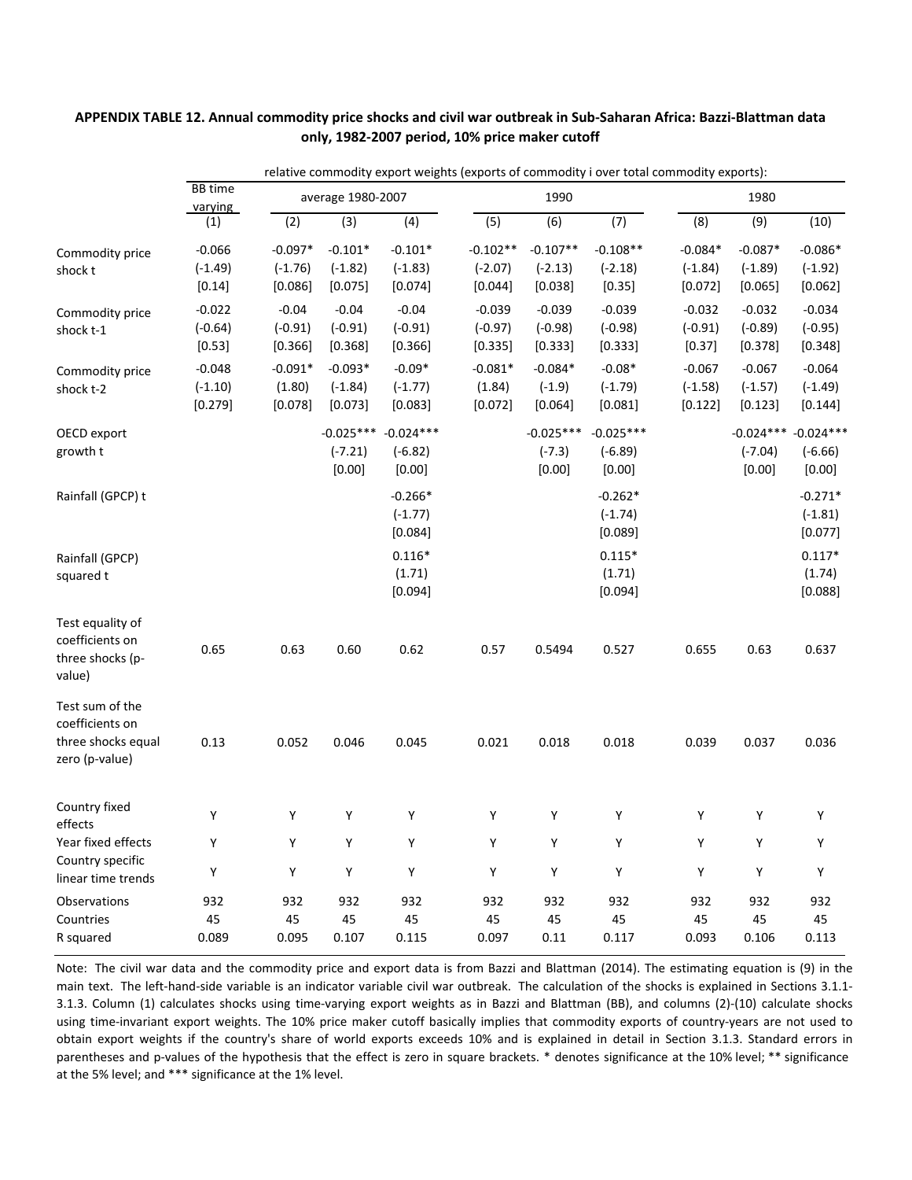**APPENDIX TABLE 12. Annual commodity price shocks and civil war outbreak in Sub-Saharan Africa: Bazzi-Blattman data only, 1982-2007 period, 10% price maker cutoff**

| | relative commodity export weights (exports of commodity i over total commodity exports): | | | | | | | | | |
|---|---|---|---|---|---|---|---|---|---|---|
| | BB time varying | average 1980-2007 | | | 1990 | | | 1980 | | |
| | (1) | (2) | (3) | (4) | (5) | (6) | (7) | (8) | (9) | (10) |
| Commodity price shock t | -0.066 | -0.097* | -0.101* | -0.101* | -0.102** | -0.107** | -0.108** | -0.084* | -0.087* | -0.086* |
| | (-1.49) | (-1.76) | (-1.82) | (-1.83) | (-2.07) | (-2.13) | (-2.18) | (-1.84) | (-1.89) | (-1.92) |
| | [0.14] | [0.086] | [0.075] | [0.074] | [0.044] | [0.038] | [0.35] | [0.072] | [0.065] | [0.062] |
| Commodity price shock t-1 | -0.022 | -0.04 | -0.04 | -0.04 | -0.039 | -0.039 | -0.039 | -0.032 | -0.032 | -0.034 |
| | (-0.64) | (-0.91) | (-0.91) | (-0.91) | (-0.97) | (-0.98) | (-0.98) | (-0.91) | (-0.89) | (-0.95) |
| | [0.53] | [0.366] | [0.368] | [0.366] | [0.335] | [0.333] | [0.333] | [0.37] | [0.378] | [0.348] |
| Commodity price shock t-2 | -0.048 | -0.091* | -0.093* | -0.09* | -0.081* | -0.084* | -0.08* | -0.067 | -0.067 | -0.064 |
| | (-1.10) | (1.80) | (-1.84) | (-1.77) | (1.84) | (-1.9) | (-1.79) | (-1.58) | (-1.57) | (-1.49) |
| | [0.279] | [0.078] | [0.073] | [0.083] | [0.072] | [0.064] | [0.081] | [0.122] | [0.123] | [0.144] |
| OECD export growth t | | | -0.025*** | -0.024*** | | -0.025*** | -0.025*** | | -0.024*** | -0.024*** |
| | | | (-7.21) | (-6.82) | | (-7.3) | (-6.89) | | (-7.04) | (-6.66) |
| | | | [0.00] | [0.00] | | [0.00] | [0.00] | | [0.00] | [0.00] |
| Rainfall (GPCP) t | | | | -0.266* | | | -0.262* | | | -0.271* |
| | | | | (-1.77) | | | (-1.74) | | | (-1.81) |
| | | | | [0.084] | | | [0.089] | | | [0.077] |
| Rainfall (GPCP) squared t | | | | 0.116* | | | 0.115* | | | 0.117* |
| | | | | (1.71) | | | (1.71) | | | (1.74) |
| | | | | [0.094] | | | [0.094] | | | [0.088] |
| Test equality of coefficients on three shocks (p-value) | 0.65 | 0.63 | 0.60 | 0.62 | 0.57 | 0.5494 | 0.527 | 0.655 | 0.63 | 0.637 |
| Test sum of the coefficients on three shocks equal zero (p-value) | 0.13 | 0.052 | 0.046 | 0.045 | 0.021 | 0.018 | 0.018 | 0.039 | 0.037 | 0.036 |
| Country fixed effects | Y | Y | Y | Y | Y | Y | Y | Y | Y | Y |
| Year fixed effects | Y | Y | Y | Y | Y | Y | Y | Y | Y | Y |
| Country specific linear time trends | Y | Y | Y | Y | Y | Y | Y | Y | Y | Y |
| Observations | 932 | 932 | 932 | 932 | 932 | 932 | 932 | 932 | 932 | 932 |
| Countries | 45 | 45 | 45 | 45 | 45 | 45 | 45 | 45 | 45 | 45 |
| R squared | 0.089 | 0.095 | 0.107 | 0.115 | 0.097 | 0.11 | 0.117 | 0.093 | 0.106 | 0.113 |

Note: The civil war data and the commodity price and export data is from Bazzi and Blattman (2014). The estimating equation is (9) in the main text. The left-hand-side variable is an indicator variable civil war outbreak. The calculation of the shocks is explained in Sections 3.1.1-3.1.3. Column (1) calculates shocks using time-varying export weights as in Bazzi and Blattman (BB), and columns (2)-(10) calculate shocks using time-invariant export weights. The 10% price maker cutoff basically implies that commodity exports of country-years are not used to obtain export weights if the country's share of world exports exceeds 10% and is explained in detail in Section 3.1.3. Standard errors in parentheses and p-values of the hypothesis that the effect is zero in square brackets. * denotes significance at the 10% level; ** significance at the 5% level; and *** significance at the 1% level.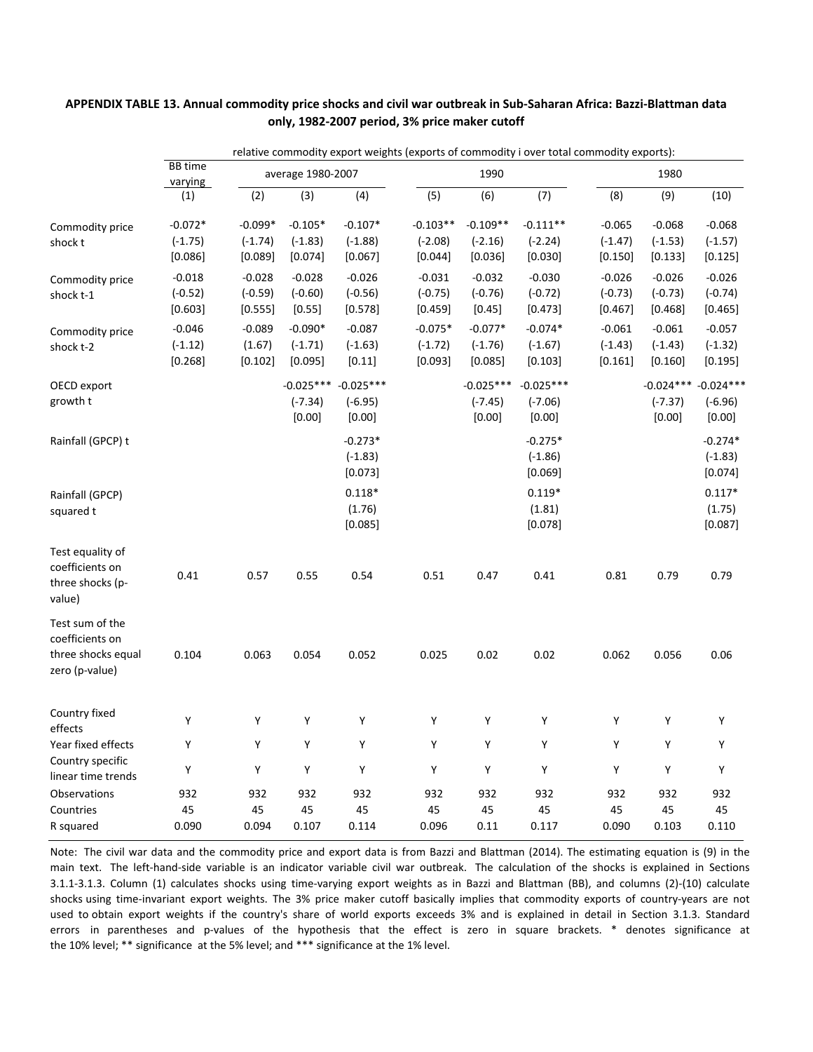**APPENDIX TABLE 13. Annual commodity price shocks and civil war outbreak in Sub-Saharan Africa: Bazzi-Blattman data only, 1982-2007 period, 3% price maker cutoff**

| | relative commodity export weights (exports of commodity i over total commodity exports): | | | | | | | | | |
|---|---|---|---|---|---|---|---|---|---|---|
| | BB time varying | average 1980-2007 | | | 1990 | | | 1980 | | |
| | (1) | (2) | (3) | (4) | (5) | (6) | (7) | (8) | (9) | (10) |
| Commodity price shock t | -0.072* | -0.099* | -0.105* | -0.107* | -0.103** | -0.109** | -0.111** | -0.065 | -0.068 | -0.068 |
| | (-1.75) | (-1.74) | (-1.83) | (-1.88) | (-2.08) | (-2.16) | (-2.24) | (-1.47) | (-1.53) | (-1.57) |
| | [0.086] | [0.089] | [0.074] | [0.067] | [0.044] | [0.036] | [0.030] | [0.150] | [0.133] | [0.125] |
| Commodity price shock t-1 | -0.018 | -0.028 | -0.028 | -0.026 | -0.031 | -0.032 | -0.030 | -0.026 | -0.026 | -0.026 |
| | (-0.52) | (-0.59) | (-0.60) | (-0.56) | (-0.75) | (-0.76) | (-0.72) | (-0.73) | (-0.73) | (-0.74) |
| | [0.603] | [0.555] | [0.55] | [0.578] | [0.459] | [0.45] | [0.473] | [0.467] | [0.468] | [0.465] |
| Commodity price shock t-2 | -0.046 | -0.089 | -0.090* | -0.087 | -0.075* | -0.077* | -0.074* | -0.061 | -0.061 | -0.057 |
| | (-1.12) | (1.67) | (-1.71) | (-1.63) | (-1.72) | (-1.76) | (-1.67) | (-1.43) | (-1.43) | (-1.32) |
| | [0.268] | [0.102] | [0.095] | [0.11] | [0.093] | [0.085] | [0.103] | [0.161] | [0.160] | [0.195] |
| OECD export growth t | | | -0.025*** | -0.025*** | | -0.025*** | -0.025*** | | -0.024*** | -0.024*** |
| | | | (-7.34) | (-6.95) | | (-7.45) | (-7.06) | | (-7.37) | (-6.96) |
| | | | [0.00] | [0.00] | | [0.00] | [0.00] | | [0.00] | [0.00] |
| Rainfall (GPCP) t | | | | -0.273* | | | -0.275* | | | -0.274* |
| | | | | (-1.83) | | | (-1.86) | | | (-1.83) |
| | | | | [0.073] | | | [0.069] | | | [0.074] |
| Rainfall (GPCP) squared t | | | | 0.118* | | | 0.119* | | | 0.117* |
| | | | | (1.76) | | | (1.81) | | | (1.75) |
| | | | | [0.085] | | | [0.078] | | | [0.087] |
| Test equality of coefficients on three shocks (p-value) | 0.41 | 0.57 | 0.55 | 0.54 | 0.51 | 0.47 | 0.41 | 0.81 | 0.79 | 0.79 |
| Test sum of the coefficients on three shocks equal zero (p-value) | 0.104 | 0.063 | 0.054 | 0.052 | 0.025 | 0.02 | 0.02 | 0.062 | 0.056 | 0.06 |
| Country fixed effects | Y | Y | Y | Y | Y | Y | Y | Y | Y | Y |
| Year fixed effects | Y | Y | Y | Y | Y | Y | Y | Y | Y | Y |
| Country specific linear time trends | Y | Y | Y | Y | Y | Y | Y | Y | Y | Y |
| Observations | 932 | 932 | 932 | 932 | 932 | 932 | 932 | 932 | 932 | 932 |
| Countries | 45 | 45 | 45 | 45 | 45 | 45 | 45 | 45 | 45 | 45 |
| R squared | 0.090 | 0.094 | 0.107 | 0.114 | 0.096 | 0.11 | 0.117 | 0.090 | 0.103 | 0.110 |

Note: The civil war data and the commodity price and export data is from Bazzi and Blattman (2014). The estimating equation is (9) in the main text. The left-hand-side variable is an indicator variable civil war outbreak. The calculation of the shocks is explained in Sections 3.1.1-3.1.3. Column (1) calculates shocks using time-varying export weights as in Bazzi and Blattman (BB), and columns (2)-(10) calculate shocks using time-invariant export weights. The 3% price maker cutoff basically implies that commodity exports of country-years are not used to obtain export weights if the country's share of world exports exceeds 3% and is explained in detail in Section 3.1.3. Standard errors in parentheses and p-values of the hypothesis that the effect is zero in square brackets. * denotes significance at the 10% level; ** significance at the 5% level; and *** significance at the 1% level.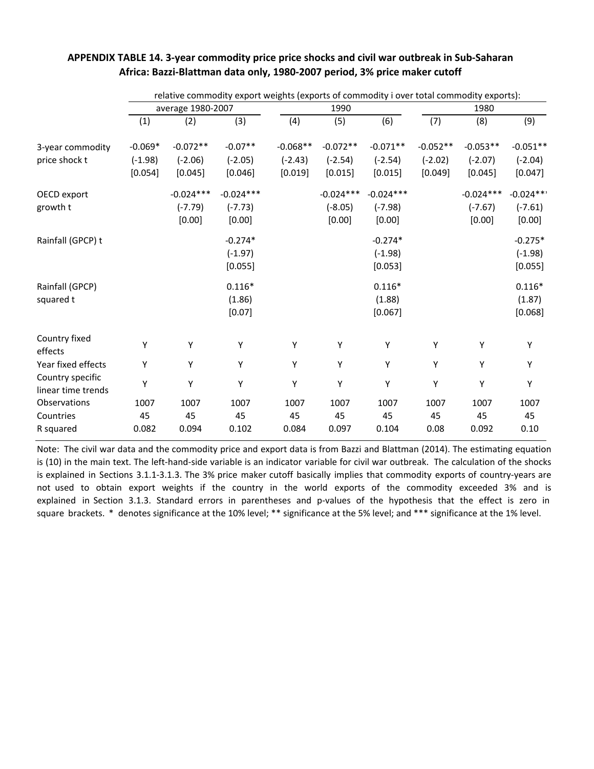**APPENDIX TABLE 14. 3-year commodity price price shocks and civil war outbreak in Sub-Saharan Africa: Bazzi-Blattman data only, 1980-2007 period, 3% price maker cutoff**

| | relative commodity export weights (exports of commodity i over total commodity exports): | | | | | | | | |
|---|---|---|---|---|---|---|---|---|---|
| | average 1980-2007 | | | 1990 | | | 1980 | | |
| | (1) | (2) | (3) | (4) | (5) | (6) | (7) | (8) | (9) |
| 3-year commodity price shock t | -0.069* | -0.072** | -0.07** | -0.068** | -0.072** | -0.071** | -0.052** | -0.053** | -0.051** |
| | (-1.98) | (-2.06) | (-2.05) | (-2.43) | (-2.54) | (-2.54) | (-2.02) | (-2.07) | (-2.04) |
| | [0.054] | [0.045] | [0.046] | [0.019] | [0.015] | [0.015] | [0.049] | [0.045] | [0.047] |
| OECD export growth t | | -0.024*** | -0.024*** | | -0.024*** | -0.024*** | | -0.024*** | -0.024*** |
| | | (-7.79) | (-7.73) | | (-8.05) | (-7.98) | | (-7.67) | (-7.61) |
| | | [0.00] | [0.00] | | [0.00] | [0.00] | | [0.00] | [0.00] |
| Rainfall (GPCP) t | | | -0.274* | | | -0.274* | | | -0.275* |
| | | | (-1.97) | | | (-1.98) | | | (-1.98) |
| | | | [0.055] | | | [0.053] | | | [0.055] |
| Rainfall (GPCP) squared t | | | 0.116* | | | 0.116* | | | 0.116* |
| | | | (1.86) | | | (1.88) | | | (1.87) |
| | | | [0.07] | | | [0.067] | | | [0.068] |
| Country fixed effects | Y | Y | Y | Y | Y | Y | Y | Y | Y |
| Year fixed effects | Y | Y | Y | Y | Y | Y | Y | Y | Y |
| Country specific linear time trends | Y | Y | Y | Y | Y | Y | Y | Y | Y |
| Observations | 1007 | 1007 | 1007 | 1007 | 1007 | 1007 | 1007 | 1007 | 1007 |
| Countries | 45 | 45 | 45 | 45 | 45 | 45 | 45 | 45 | 45 |
| R squared | 0.082 | 0.094 | 0.102 | 0.084 | 0.097 | 0.104 | 0.08 | 0.092 | 0.10 |

Note: The civil war data and the commodity price and export data is from Bazzi and Blattman (2014). The estimating equation is (10) in the main text. The left-hand-side variable is an indicator variable for civil war outbreak. The calculation of the shocks is explained in Sections 3.1.1-3.1.3. The 3% price maker cutoff basically implies that commodity exports of country-years are not used to obtain export weights if the country in the world exports of the commodity exceeded 3% and is explained in Section 3.1.3. Standard errors in parentheses and p-values of the hypothesis that the effect is zero in square brackets. * denotes significance at the 10% level; ** significance at the 5% level; and *** significance at the 1% level.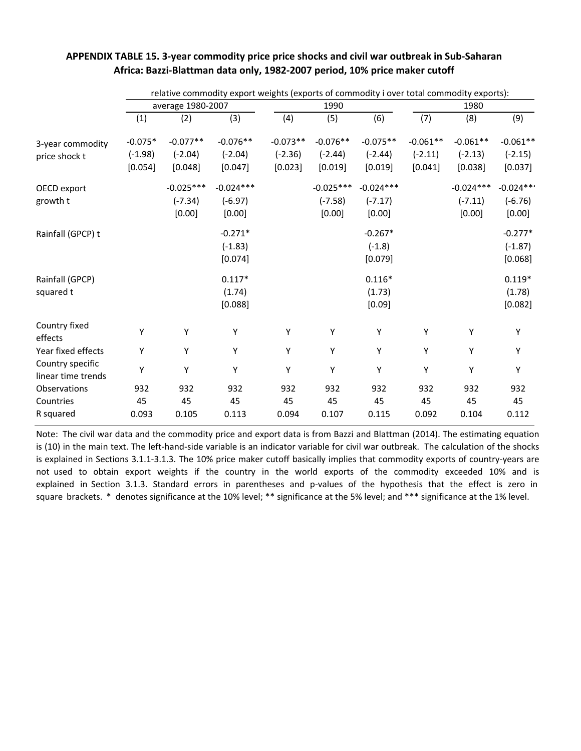**APPENDIX TABLE 15. 3-year commodity price price shocks and civil war outbreak in Sub-Saharan Africa: Bazzi-Blattman data only, 1982-2007 period, 10% price maker cutoff**

| | relative commodity export weights (exports of commodity i over total commodity exports): | | | | | | | | |
|---|---|---|---|---|---|---|---|---|---|
| | average 1980-2007 | | | 1990 | | | 1980 | | |
| | (1) | (2) | (3) | (4) | (5) | (6) | (7) | (8) | (9) |
| 3-year commodity price shock t | -0.075* | -0.077** | -0.076** | -0.073** | -0.076** | -0.075** | -0.061** | -0.061** | -0.061** |
| | (-1.98) | (-2.04) | (-2.04) | (-2.36) | (-2.44) | (-2.44) | (-2.11) | (-2.13) | (-2.15) |
| | [0.054] | [0.048] | [0.047] | [0.023] | [0.019] | [0.019] | [0.041] | [0.038] | [0.037] |
| OECD export growth t | | -0.025*** | -0.024*** | | -0.025*** | -0.024*** | | -0.024*** | -0.024*** |
| | | (-7.34) | (-6.97) | | (-7.58) | (-7.17) | | (-7.11) | (-6.76) |
| | | [0.00] | [0.00] | | [0.00] | [0.00] | | [0.00] | [0.00] |
| Rainfall (GPCP) t | | | -0.271* | | | -0.267* | | | -0.277* |
| | | | (-1.83) | | | (-1.8) | | | (-1.87) |
| | | | [0.074] | | | [0.079] | | | [0.068] |
| Rainfall (GPCP) squared t | | | 0.117* | | | 0.116* | | | 0.119* |
| | | | (1.74) | | | (1.73) | | | (1.78) |
| | | | [0.088] | | | [0.09] | | | [0.082] |
| Country fixed effects | Y | Y | Y | Y | Y | Y | Y | Y | Y |
| Year fixed effects | Y | Y | Y | Y | Y | Y | Y | Y | Y |
| Country specific linear time trends | Y | Y | Y | Y | Y | Y | Y | Y | Y |
| Observations | 932 | 932 | 932 | 932 | 932 | 932 | 932 | 932 | 932 |
| Countries | 45 | 45 | 45 | 45 | 45 | 45 | 45 | 45 | 45 |
| R squared | 0.093 | 0.105 | 0.113 | 0.094 | 0.107 | 0.115 | 0.092 | 0.104 | 0.112 |

Note: The civil war data and the commodity price and export data is from Bazzi and Blattman (2014). The estimating equation is (10) in the main text. The left-hand-side variable is an indicator variable for civil war outbreak. The calculation of the shocks is explained in Sections 3.1.1-3.1.3. The 10% price maker cutoff basically implies that commodity exports of country-years are not used to obtain export weights if the country in the world exports of the commodity exceeded 10% and is explained in Section 3.1.3. Standard errors in parentheses and p-values of the hypothesis that the effect is zero in square brackets. * denotes significance at the 10% level; ** significance at the 5% level; and *** significance at the 1% level.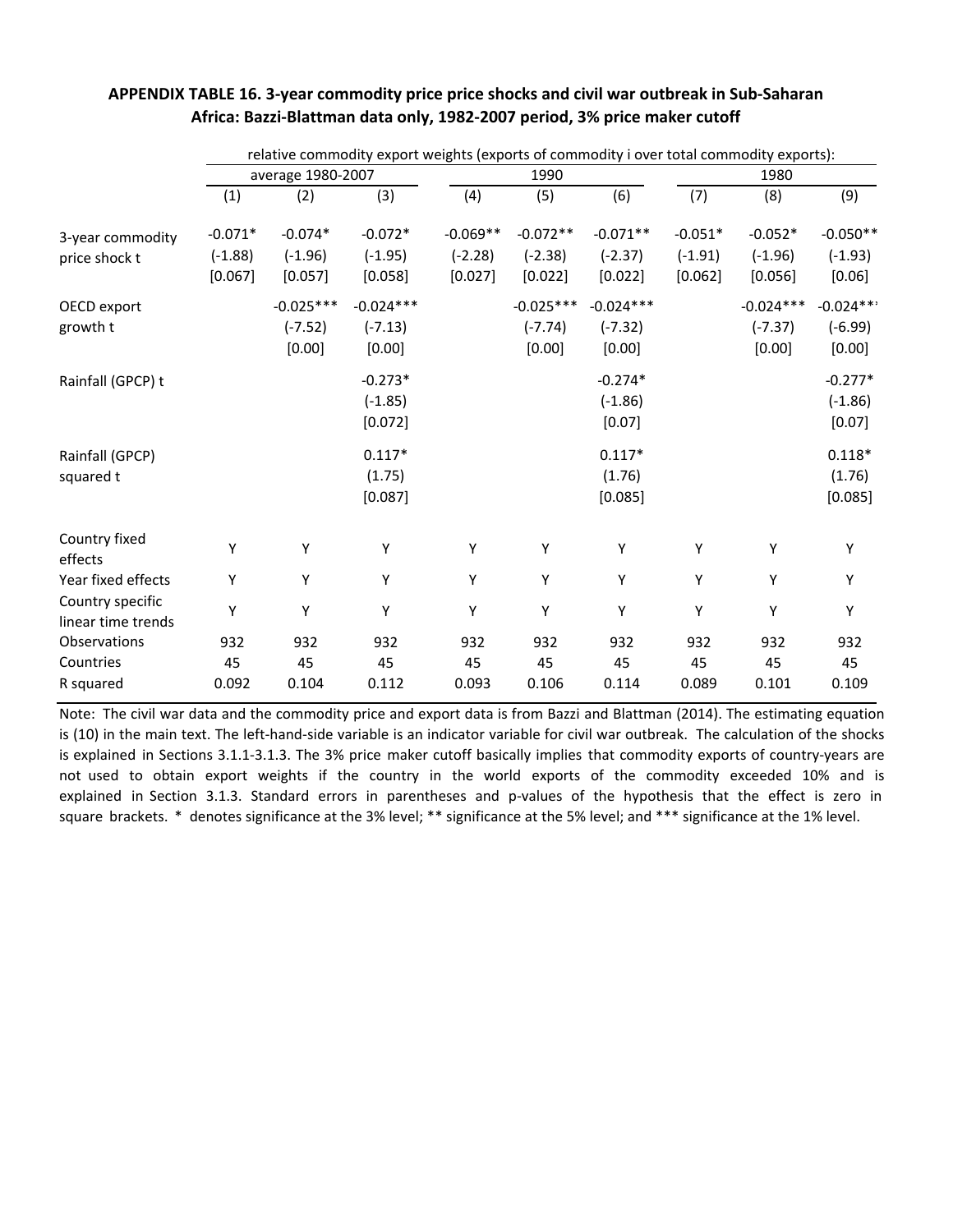**APPENDIX TABLE 16. 3-year commodity price price shocks and civil war outbreak in Sub-Saharan Africa: Bazzi-Blattman data only, 1982-2007 period, 3% price maker cutoff**

| | relative commodity export weights (exports of commodity i over total commodity exports): | | | | | | | | |
|---|---|---|---|---|---|---|---|---|---|
| | average 1980-2007 | | | 1990 | | | 1980 | | |
| | (1) | (2) | (3) | (4) | (5) | (6) | (7) | (8) | (9) |
| 3-year commodity price shock t | -0.071* | -0.074* | -0.072* | -0.069** | -0.072** | -0.071** | -0.051* | -0.052* | -0.050** |
| | (-1.88) | (-1.96) | (-1.95) | (-2.28) | (-2.38) | (-2.37) | (-1.91) | (-1.96) | (-1.93) |
| | [0.067] | [0.057] | [0.058] | [0.027] | [0.022] | [0.022] | [0.062] | [0.056] | [0.06] |
| OECD export growth t | | -0.025*** | -0.024*** | | -0.025*** | -0.024*** | | -0.024*** | -0.024*** |
| | | (-7.52) | (-7.13) | | (-7.74) | (-7.32) | | (-7.37) | (-6.99) |
| | | [0.00] | [0.00] | | [0.00] | [0.00] | | [0.00] | [0.00] |
| Rainfall (GPCP) t | | | -0.273* | | | -0.274* | | | -0.277* |
| | | | (-1.85) | | | (-1.86) | | | (-1.86) |
| | | | [0.072] | | | [0.07] | | | [0.07] |
| Rainfall (GPCP) squared t | | | 0.117* | | | 0.117* | | | 0.118* |
| | | | (1.75) | | | (1.76) | | | (1.76) |
| | | | [0.087] | | | [0.085] | | | [0.085] |
| Country fixed effects | Y | Y | Y | Y | Y | Y | Y | Y | Y |
| Year fixed effects | Y | Y | Y | Y | Y | Y | Y | Y | Y |
| Country specific linear time trends | Y | Y | Y | Y | Y | Y | Y | Y | Y |
| Observations | 932 | 932 | 932 | 932 | 932 | 932 | 932 | 932 | 932 |
| Countries | 45 | 45 | 45 | 45 | 45 | 45 | 45 | 45 | 45 |
| R squared | 0.092 | 0.104 | 0.112 | 0.093 | 0.106 | 0.114 | 0.089 | 0.101 | 0.109 |

Note: The civil war data and the commodity price and export data is from Bazzi and Blattman (2014). The estimating equation is (10) in the main text. The left-hand-side variable is an indicator variable for civil war outbreak. The calculation of the shocks is explained in Sections 3.1.1-3.1.3. The 3% price maker cutoff basically implies that commodity exports of country-years are not used to obtain export weights if the country in the world exports of the commodity exceeded 10% and is explained in Section 3.1.3. Standard errors in parentheses and p-values of the hypothesis that the effect is zero in square brackets. * denotes significance at the 3% level; ** significance at the 5% level; and *** significance at the 1% level.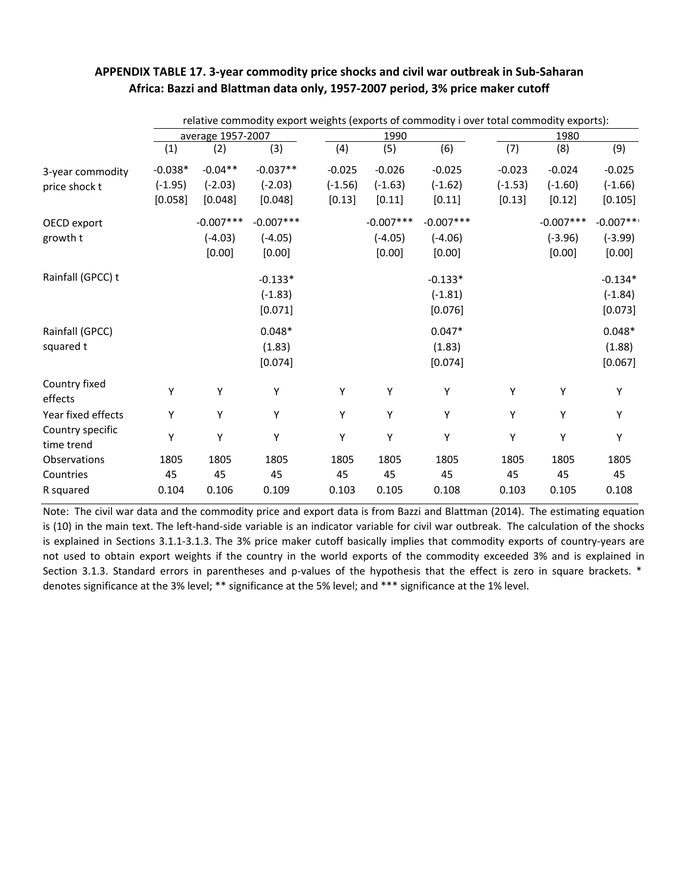**APPENDIX TABLE 17. 3-year commodity price shocks and civil war outbreak in Sub-Saharan Africa: Bazzi and Blattman data only, 1957-2007 period, 3% price maker cutoff**

| | relative commodity export weights (exports of commodity i over total commodity exports): | | | | | | | | |
|---|---|---|---|---|---|---|---|---|---|
| | average 1957-2007 | | | 1990 | | | 1980 | | |
| | (1) | (2) | (3) | (4) | (5) | (6) | (7) | (8) | (9) |
| 3-year commodity price shock t | -0.038* | -0.04** | -0.037** | -0.025 | -0.026 | -0.025 | -0.023 | -0.024 | -0.025 |
| | (-1.95) | (-2.03) | (-2.03) | (-1.56) | (-1.63) | (-1.62) | (-1.53) | (-1.60) | (-1.66) |
| | [0.058] | [0.048] | [0.048] | [0.13] | [0.11] | [0.11] | [0.13] | [0.12] | [0.105] |
| OECD export growth t | | -0.007*** | -0.007*** | | -0.007*** | -0.007*** | | -0.007*** | -0.007*** |
| | | (-4.03) | (-4.05) | | (-4.05) | (-4.06) | | (-3.96) | (-3.99) |
| | | [0.00] | [0.00] | | [0.00] | [0.00] | | [0.00] | [0.00] |
| Rainfall (GPCC) t | | | -0.133* | | | -0.133* | | | -0.134* |
| | | | (-1.83) | | | (-1.81) | | | (-1.84) |
| | | | [0.071] | | | [0.076] | | | [0.073] |
| Rainfall (GPCC) squared t | | | 0.048* | | | 0.047* | | | 0.048* |
| | | | (1.83) | | | (1.83) | | | (1.88) |
| | | | [0.074] | | | [0.074] | | | [0.067] |
| Country fixed effects | Y | Y | Y | Y | Y | Y | Y | Y | Y |
| Year fixed effects | Y | Y | Y | Y | Y | Y | Y | Y | Y |
| Country specific time trend | Y | Y | Y | Y | Y | Y | Y | Y | Y |
| Observations | 1805 | 1805 | 1805 | 1805 | 1805 | 1805 | 1805 | 1805 | 1805 |
| Countries | 45 | 45 | 45 | 45 | 45 | 45 | 45 | 45 | 45 |
| R squared | 0.104 | 0.106 | 0.109 | 0.103 | 0.105 | 0.108 | 0.103 | 0.105 | 0.108 |

Note: The civil war data and the commodity price and export data is from Bazzi and Blattman (2014). The estimating equation is (10) in the main text. The left-hand-side variable is an indicator variable for civil war outbreak. The calculation of the shocks is explained in Sections 3.1.1-3.1.3. The 3% price maker cutoff basically implies that commodity exports of country-years are not used to obtain export weights if the country in the world exports of the commodity exceeded 3% and is explained in Section 3.1.3. Standard errors in parentheses and p-values of the hypothesis that the effect is zero in square brackets. * denotes significance at the 3% level; ** significance at the 5% level; and *** significance at the 1% level.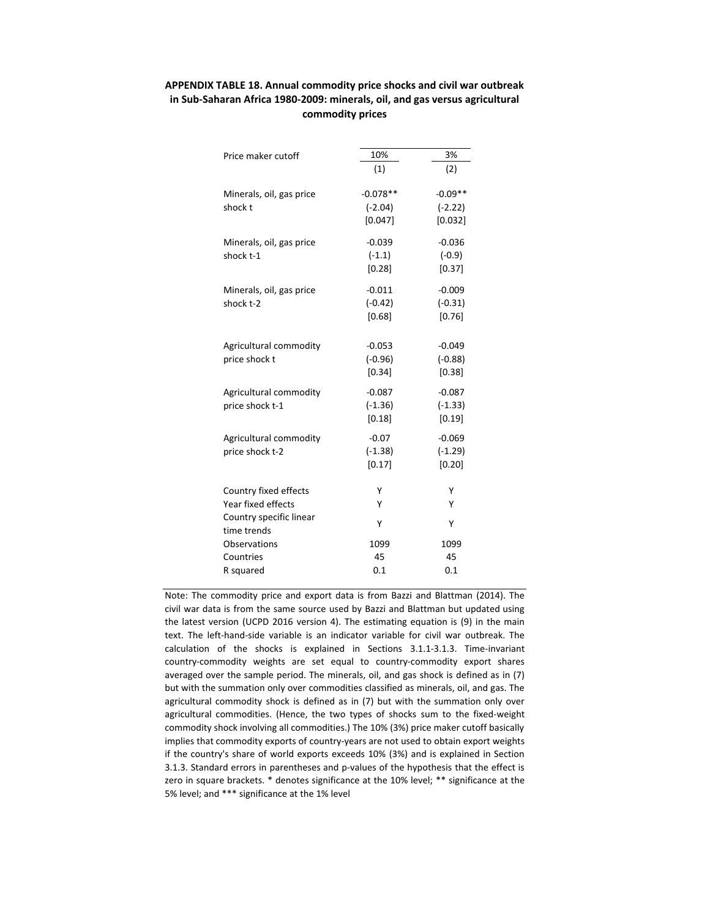**APPENDIX TABLE 18. Annual commodity price shocks and civil war outbreak in Sub-Saharan Africa 1980-2009: minerals, oil, and gas versus agricultural commodity prices**

| Price maker cutoff | 10% | 3% |
|---|---|---|
| | (1) | (2) |
| Minerals, oil, gas price shock t | -0.078** | -0.09** |
| | (-2.04) | (-2.22) |
| | [0.047] | [0.032] |
| Minerals, oil, gas price shock t-1 | -0.039 | -0.036 |
| | (-1.1) | (-0.9) |
| | [0.28] | [0.37] |
| Minerals, oil, gas price shock t-2 | -0.011 | -0.009 |
| | (-0.42) | (-0.31) |
| | [0.68] | [0.76] |
| Agricultural commodity price shock t | -0.053 | -0.049 |
| | (-0.96) | (-0.88) |
| | [0.34] | [0.38] |
| Agricultural commodity price shock t-1 | -0.087 | -0.087 |
| | (-1.36) | (-1.33) |
| | [0.18] | [0.19] |
| Agricultural commodity price shock t-2 | -0.07 | -0.069 |
| | (-1.38) | (-1.29) |
| | [0.17] | [0.20] |
| Country fixed effects | Y | Y |
| Year fixed effects | Y | Y |
| Country specific linear time trends | Y | Y |
| Observations | 1099 | 1099 |
| Countries | 45 | 45 |
| R squared | 0.1 | 0.1 |

Note: The commodity price and export data is from Bazzi and Blattman (2014). The civil war data is from the same source used by Bazzi and Blattman but updated using the latest version (UCPD 2016 version 4). The estimating equation is (9) in the main text. The left-hand-side variable is an indicator variable for civil war outbreak. The calculation of the shocks is explained in Sections 3.1.1-3.1.3. Time-invariant country-commodity weights are set equal to country-commodity export shares averaged over the sample period. The minerals, oil, and gas shock is defined as in (7) but with the summation only over commodities classified as minerals, oil, and gas. The agricultural commodity shock is defined as in (7) but with the summation only over agricultural commodities. (Hence, the two types of shocks sum to the fixed-weight commodity shock involving all commodities.) The 10% (3%) price maker cutoff basically implies that commodity exports of country-years are not used to obtain export weights if the country's share of world exports exceeds 10% (3%) and is explained in Section 3.1.3. Standard errors in parentheses and p-values of the hypothesis that the effect is zero in square brackets. * denotes significance at the 10% level; ** significance at the 5% level; and *** significance at the 1% level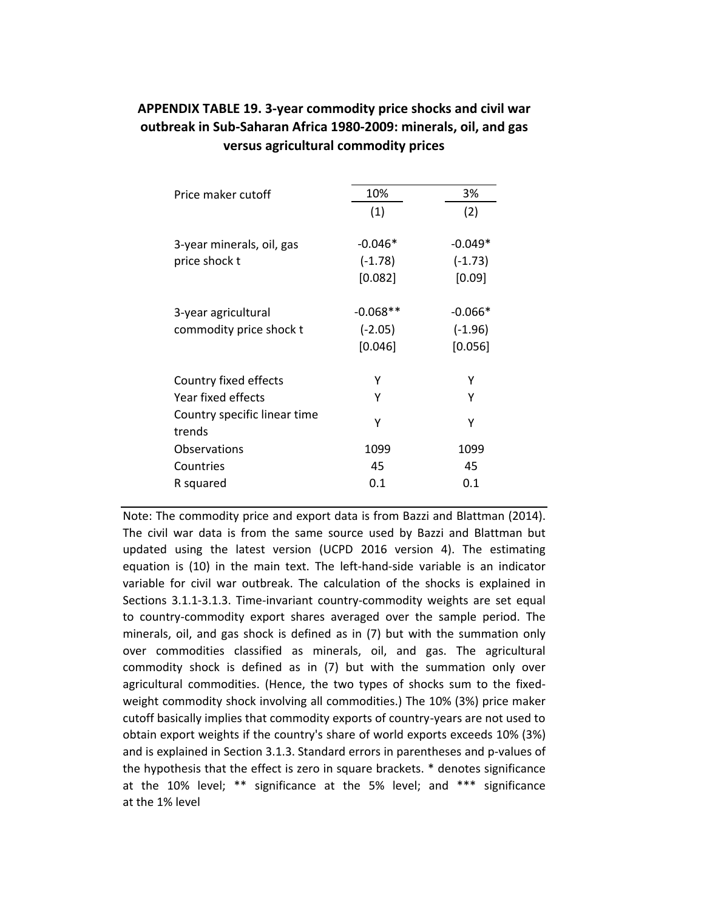**APPENDIX TABLE 19. 3-year commodity price shocks and civil war outbreak in Sub-Saharan Africa 1980-2009: minerals, oil, and gas versus agricultural commodity prices**

| Price maker cutoff | 10% | 3% |
|---|---|---|
| | (1) | (2) |
| 3-year minerals, oil, gas price shock t | -0.046* | -0.049* |
| | (-1.78) | (-1.73) |
| | [0.082] | [0.09] |
| 3-year agricultural commodity price shock t | -0.068** | -0.066* |
| | (-2.05) | (-1.96) |
| | [0.046] | [0.056] |
| Country fixed effects | Y | Y |
| Year fixed effects | Y | Y |
| Country specific linear time trends | Y | Y |
| Observations | 1099 | 1099 |
| Countries | 45 | 45 |
| R squared | 0.1 | 0.1 |

Note: The commodity price and export data is from Bazzi and Blattman (2014). The civil war data is from the same source used by Bazzi and Blattman but updated using the latest version (UCPD 2016 version 4). The estimating equation is (10) in the main text. The left-hand-side variable is an indicator variable for civil war outbreak. The calculation of the shocks is explained in Sections 3.1.1-3.1.3. Time-invariant country-commodity weights are set equal to country-commodity export shares averaged over the sample period. The minerals, oil, and gas shock is defined as in (7) but with the summation only over commodities classified as minerals, oil, and gas. The agricultural commodity shock is defined as in (7) but with the summation only over agricultural commodities. (Hence, the two types of shocks sum to the fixed-weight commodity shock involving all commodities.) The 10% (3%) price maker cutoff basically implies that commodity exports of country-years are not used to obtain export weights if the country's share of world exports exceeds 10% (3%) and is explained in Section 3.1.3. Standard errors in parentheses and p-values of the hypothesis that the effect is zero in square brackets. * denotes significance at the 10% level; ** significance at the 5% level; and *** significance at the 1% level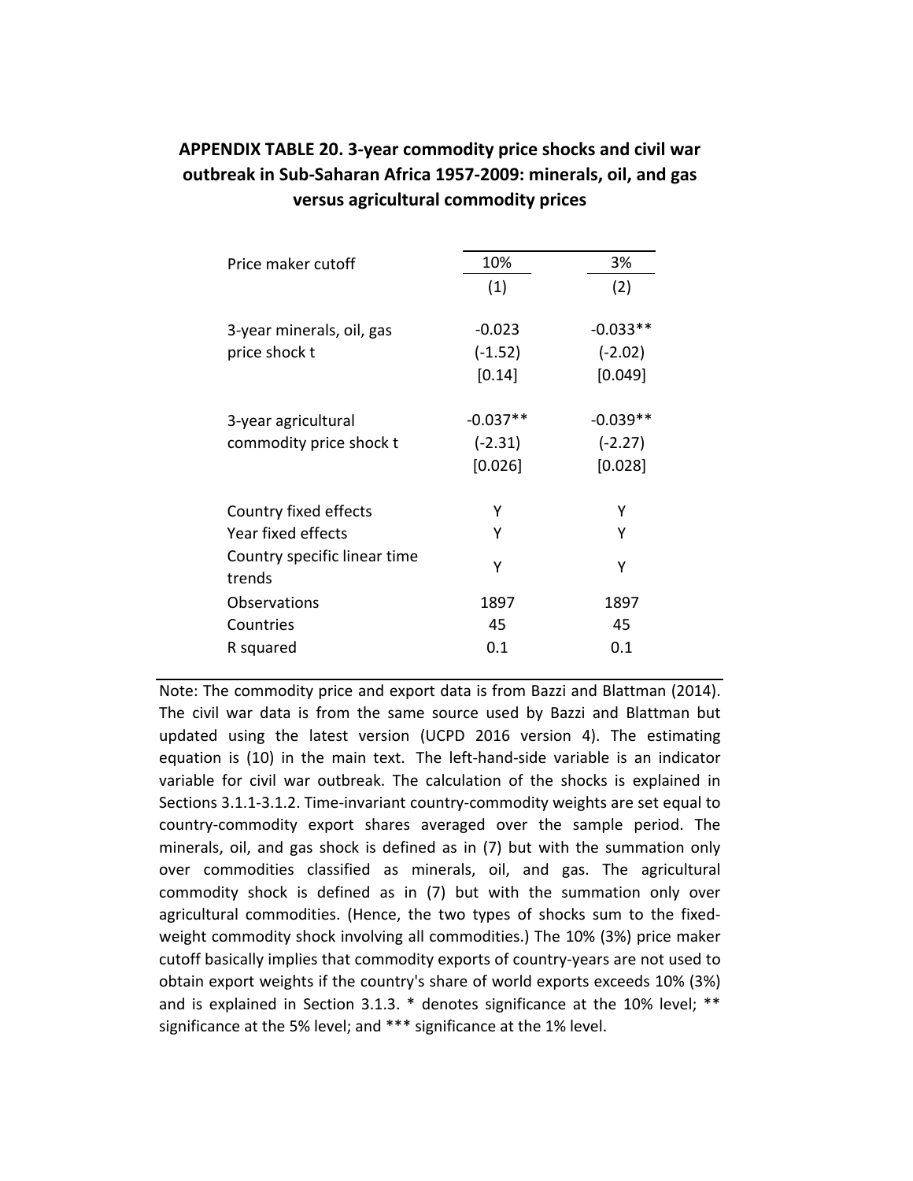**APPENDIX TABLE 20. 3-year commodity price shocks and civil war outbreak in Sub-Saharan Africa 1957-2009: minerals, oil, and gas versus agricultural commodity prices**

| Price maker cutoff | 10% | 3% |
|---|---|---|
| | (1) | (2) |
| 3-year minerals, oil, gas price shock t | -0.023 | -0.033** |
| | (-1.52) | (-2.02) |
| | [0.14] | [0.049] |
| 3-year agricultural commodity price shock t | -0.037** | -0.039** |
| | (-2.31) | (-2.27) |
| | [0.026] | [0.028] |
| Country fixed effects | Y | Y |
| Year fixed effects | Y | Y |
| Country specific linear time trends | Y | Y |
| Observations | 1897 | 1897 |
| Countries | 45 | 45 |
| R squared | 0.1 | 0.1 |

Note: The commodity price and export data is from Bazzi and Blattman (2014). The civil war data is from the same source used by Bazzi and Blattman but updated using the latest version (UCPD 2016 version 4). The estimating equation is (10) in the main text. The left-hand-side variable is an indicator variable for civil war outbreak. The calculation of the shocks is explained in Sections 3.1.1-3.1.2. Time-invariant country-commodity weights are set equal to country-commodity export shares averaged over the sample period. The minerals, oil, and gas shock is defined as in (7) but with the summation only over commodities classified as minerals, oil, and gas. The agricultural commodity shock is defined as in (7) but with the summation only over agricultural commodities. (Hence, the two types of shocks sum to the fixed-weight commodity shock involving all commodities.) The 10% (3%) price maker cutoff basically implies that commodity exports of country-years are not used to obtain export weights if the country's share of world exports exceeds 10% (3%) and is explained in Section 3.1.3. * denotes significance at the 10% level; ** significance at the 5% level; and *** significance at the 1% level.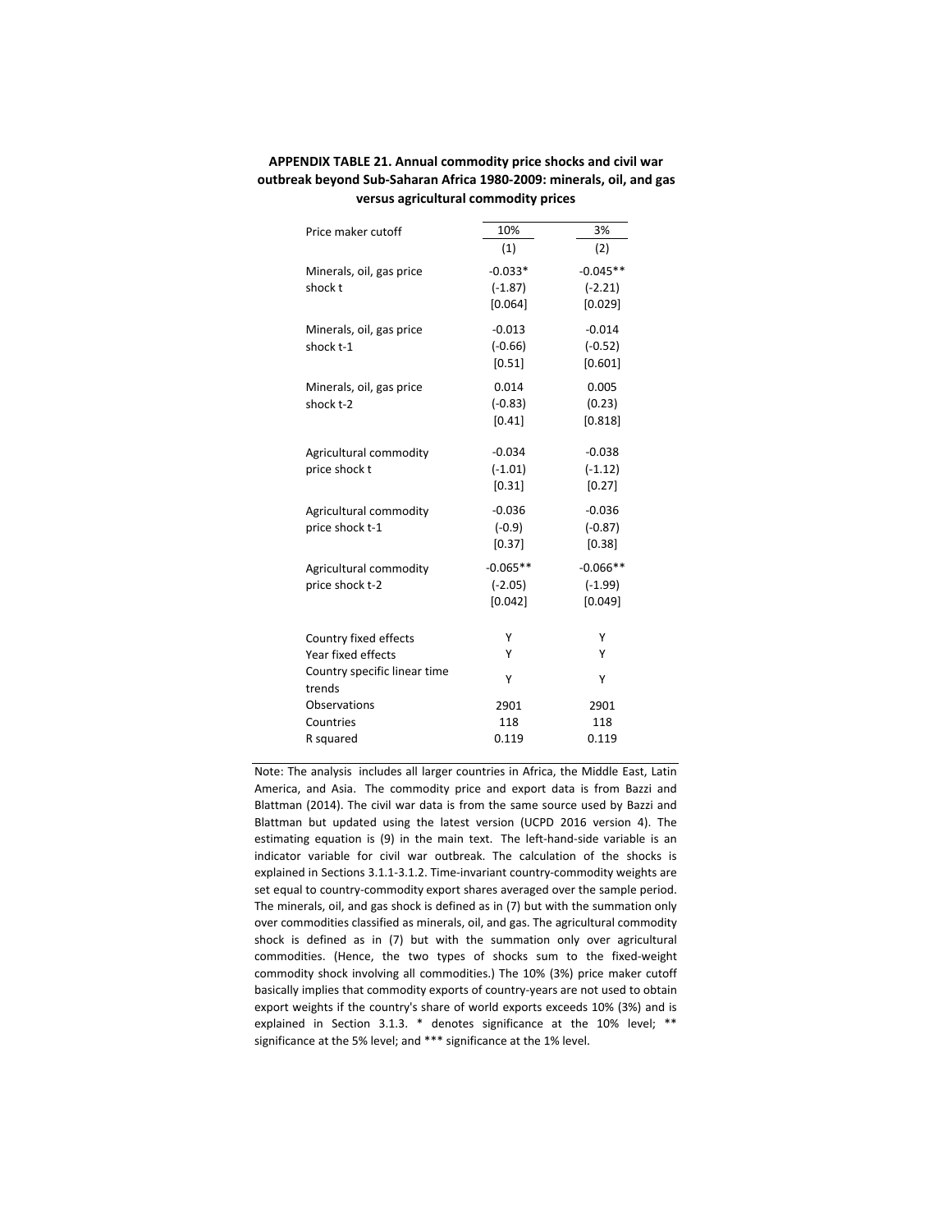**APPENDIX TABLE 21. Annual commodity price shocks and civil war outbreak beyond Sub-Saharan Africa 1980-2009: minerals, oil, and gas versus agricultural commodity prices**

| Price maker cutoff | 10% | 3% |
|---|---|---|
| | (1) | (2) |
| Minerals, oil, gas price shock t | -0.033* | -0.045** |
| | (-1.87) | (-2.21) |
| | [0.064] | [0.029] |
| Minerals, oil, gas price shock t-1 | -0.013 | -0.014 |
| | (-0.66) | (-0.52) |
| | [0.51] | [0.601] |
| Minerals, oil, gas price shock t-2 | 0.014 | 0.005 |
| | (-0.83) | (0.23) |
| | [0.41] | [0.818] |
| Agricultural commodity price shock t | -0.034 | -0.038 |
| | (-1.01) | (-1.12) |
| | [0.31] | [0.27] |
| Agricultural commodity price shock t-1 | -0.036 | -0.036 |
| | (-0.9) | (-0.87) |
| | [0.37] | [0.38] |
| Agricultural commodity price shock t-2 | -0.065** | -0.066** |
| | (-2.05) | (-1.99) |
| | [0.042] | [0.049] |
| Country fixed effects | Y | Y |
| Year fixed effects | Y | Y |
| Country specific linear time trends | Y | Y |
| Observations | 2901 | 2901 |
| Countries | 118 | 118 |
| R squared | 0.119 | 0.119 |

Note: The analysis includes all larger countries in Africa, the Middle East, Latin America, and Asia. The commodity price and export data is from Bazzi and Blattman (2014). The civil war data is from the same source used by Bazzi and Blattman but updated using the latest version (UCPD 2016 version 4). The estimating equation is (9) in the main text. The left-hand-side variable is an indicator variable for civil war outbreak. The calculation of the shocks is explained in Sections 3.1.1-3.1.2. Time-invariant country-commodity weights are set equal to country-commodity export shares averaged over the sample period. The minerals, oil, and gas shock is defined as in (7) but with the summation only over commodities classified as minerals, oil, and gas. The agricultural commodity shock is defined as in (7) but with the summation only over agricultural commodities. (Hence, the two types of shocks sum to the fixed-weight commodity shock involving all commodities.) The 10% (3%) price maker cutoff basically implies that commodity exports of country-years are not used to obtain export weights if the country's share of world exports exceeds 10% (3%) and is explained in Section 3.1.3. * denotes significance at the 10% level; ** significance at the 5% level; and *** significance at the 1% level.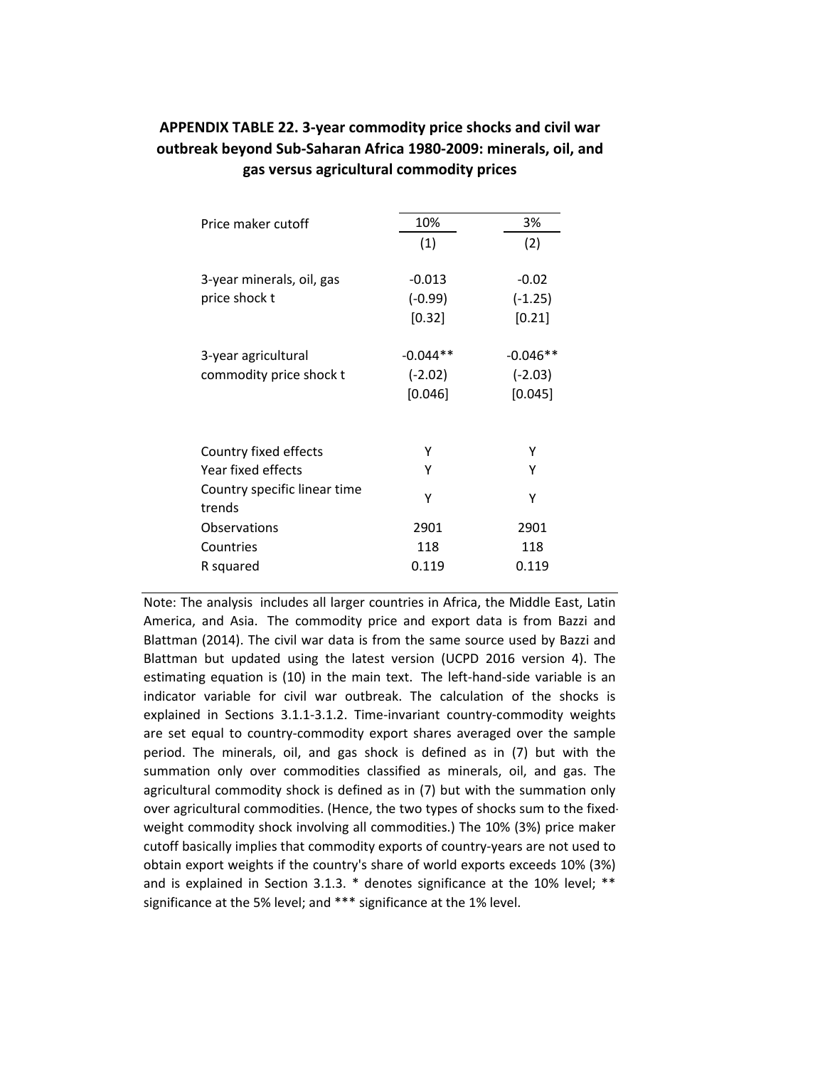**APPENDIX TABLE 22. 3-year commodity price shocks and civil war outbreak beyond Sub-Saharan Africa 1980-2009: minerals, oil, and gas versus agricultural commodity prices**

| Price maker cutoff | 10% | 3% |
|---|---|---|
| | (1) | (2) |
| 3-year minerals, oil, gas price shock t | -0.013 | -0.02 |
| | (-0.99) | (-1.25) |
| | [0.32] | [0.21] |
| 3-year agricultural commodity price shock t | -0.044** | -0.046** |
| | (-2.02) | (-2.03) |
| | [0.046] | [0.045] |
| Country fixed effects | Y | Y |
| Year fixed effects | Y | Y |
| Country specific linear time trends | Y | Y |
| Observations | 2901 | 2901 |
| Countries | 118 | 118 |
| R squared | 0.119 | 0.119 |

Note: The analysis includes all larger countries in Africa, the Middle East, Latin America, and Asia. The commodity price and export data is from Bazzi and Blattman (2014). The civil war data is from the same source used by Bazzi and Blattman but updated using the latest version (UCPD 2016 version 4). The estimating equation is (10) in the main text. The left-hand-side variable is an indicator variable for civil war outbreak. The calculation of the shocks is explained in Sections 3.1.1-3.1.2. Time-invariant country-commodity weights are set equal to country-commodity export shares averaged over the sample period. The minerals, oil, and gas shock is defined as in (7) but with the summation only over commodities classified as minerals, oil, and gas. The agricultural commodity shock is defined as in (7) but with the summation only over agricultural commodities. (Hence, the two types of shocks sum to the fixed-weight commodity shock involving all commodities.) The 10% (3%) price maker cutoff basically implies that commodity exports of country-years are not used to obtain export weights if the country's share of world exports exceeds 10% (3%) and is explained in Section 3.1.3. * denotes significance at the 10% level; ** significance at the 5% level; and *** significance at the 1% level.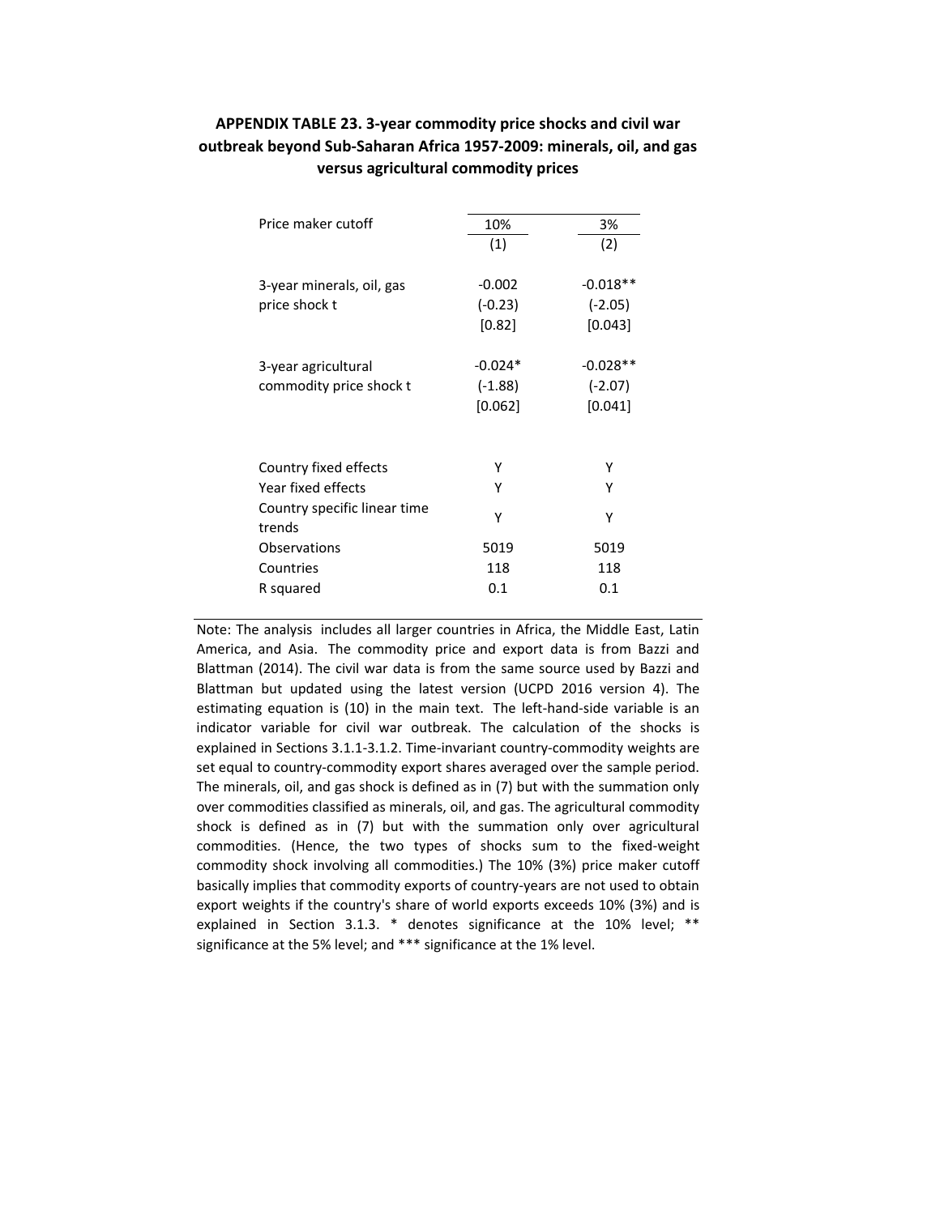**APPENDIX TABLE 23. 3-year commodity price shocks and civil war outbreak beyond Sub-Saharan Africa 1957-2009: minerals, oil, and gas versus agricultural commodity prices**

| Price maker cutoff | 10% | 3% |
|---|---|---|
| | (1) | (2) |
| 3-year minerals, oil, gas price shock t | -0.002 | -0.018** |
| | (-0.23) | (-2.05) |
| | [0.82] | [0.043] |
| 3-year agricultural commodity price shock t | -0.024* | -0.028** |
| | (-1.88) | (-2.07) |
| | [0.062] | [0.041] |
| Country fixed effects | Y | Y |
| Year fixed effects | Y | Y |
| Country specific linear time trends | Y | Y |
| Observations | 5019 | 5019 |
| Countries | 118 | 118 |
| R squared | 0.1 | 0.1 |

Note: The analysis includes all larger countries in Africa, the Middle East, Latin America, and Asia. The commodity price and export data is from Bazzi and Blattman (2014). The civil war data is from the same source used by Bazzi and Blattman but updated using the latest version (UCPD 2016 version 4). The estimating equation is (10) in the main text. The left-hand-side variable is an indicator variable for civil war outbreak. The calculation of the shocks is explained in Sections 3.1.1-3.1.2. Time-invariant country-commodity weights are set equal to country-commodity export shares averaged over the sample period. The minerals, oil, and gas shock is defined as in (7) but with the summation only over commodities classified as minerals, oil, and gas. The agricultural commodity shock is defined as in (7) but with the summation only over agricultural commodities. (Hence, the two types of shocks sum to the fixed-weight commodity shock involving all commodities.) The 10% (3%) price maker cutoff basically implies that commodity exports of country-years are not used to obtain export weights if the country's share of world exports exceeds 10% (3%) and is explained in Section 3.1.3. * denotes significance at the 10% level; ** significance at the 5% level; and *** significance at the 1% level.